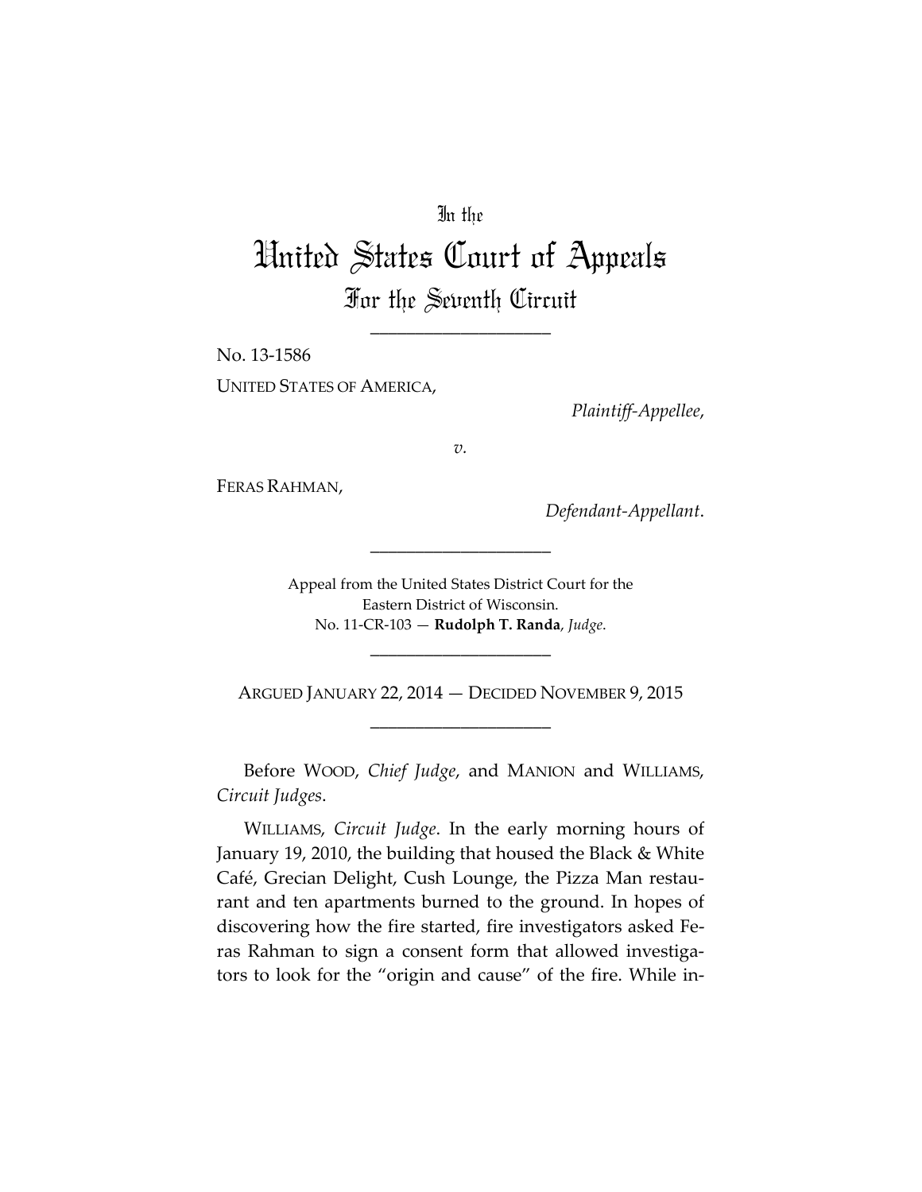In the

# United States Court of Appeals

## For the Seventh Circuit

____________________

No. 13-1586

UNITED STATES OF AMERICA,

*Plaintiff-Appellee*,

*v.*

FERAS RAHMAN,

*Defendant-Appellant*.

____________________

Appeal from the United States District Court for the Eastern District of Wisconsin.
No. 11-CR-103 — **Rudolph T. Randa**, *Judge*.

____________________

ARGUED JANUARY 22, 2014 — DECIDED NOVEMBER 9, 2015

____________________

Before WOOD, *Chief Judge*, and MANION and WILLIAMS, *Circuit Judges*.

WILLIAMS, *Circuit Judge*. In the early morning hours of January 19, 2010, the building that housed the Black & White Café, Grecian Delight, Cush Lounge, the Pizza Man restaurant and ten apartments burned to the ground. In hopes of discovering how the fire started, fire investigators asked Feras Rahman to sign a consent form that allowed investigators to look for the "origin and cause" of the fire. While in-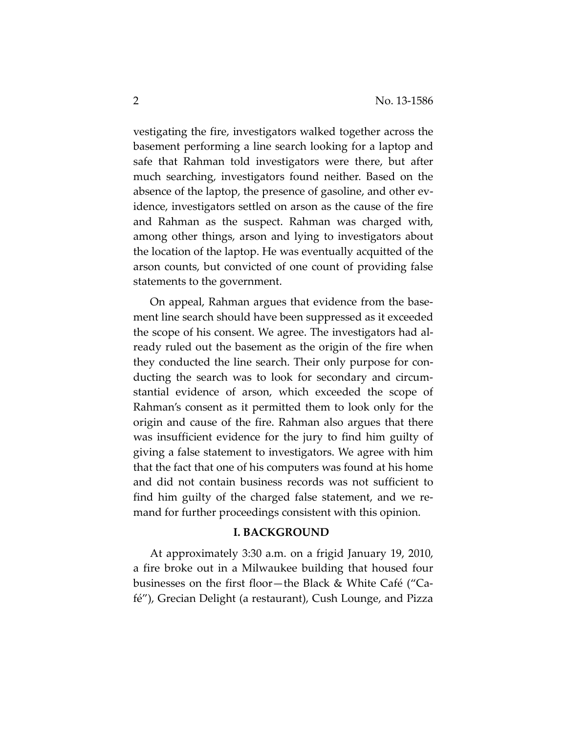vestigating the fire, investigators walked together across the basement performing a line search looking for a laptop and safe that Rahman told investigators were there, but after much searching, investigators found neither. Based on the absence of the laptop, the presence of gasoline, and other evidence, investigators settled on arson as the cause of the fire and Rahman as the suspect. Rahman was charged with, among other things, arson and lying to investigators about the location of the laptop. He was eventually acquitted of the arson counts, but convicted of one count of providing false statements to the government.

On appeal, Rahman argues that evidence from the basement line search should have been suppressed as it exceeded the scope of his consent. We agree. The investigators had already ruled out the basement as the origin of the fire when they conducted the line search. Their only purpose for conducting the search was to look for secondary and circumstantial evidence of arson, which exceeded the scope of Rahman's consent as it permitted them to look only for the origin and cause of the fire. Rahman also argues that there was insufficient evidence for the jury to find him guilty of giving a false statement to investigators. We agree with him that the fact that one of his computers was found at his home and did not contain business records was not sufficient to find him guilty of the charged false statement, and we remand for further proceedings consistent with this opinion.

## I. BACKGROUND

At approximately 3:30 a.m. on a frigid January 19, 2010, a fire broke out in a Milwaukee building that housed four businesses on the first floor—the Black & White Café ("Café"), Grecian Delight (a restaurant), Cush Lounge, and Pizza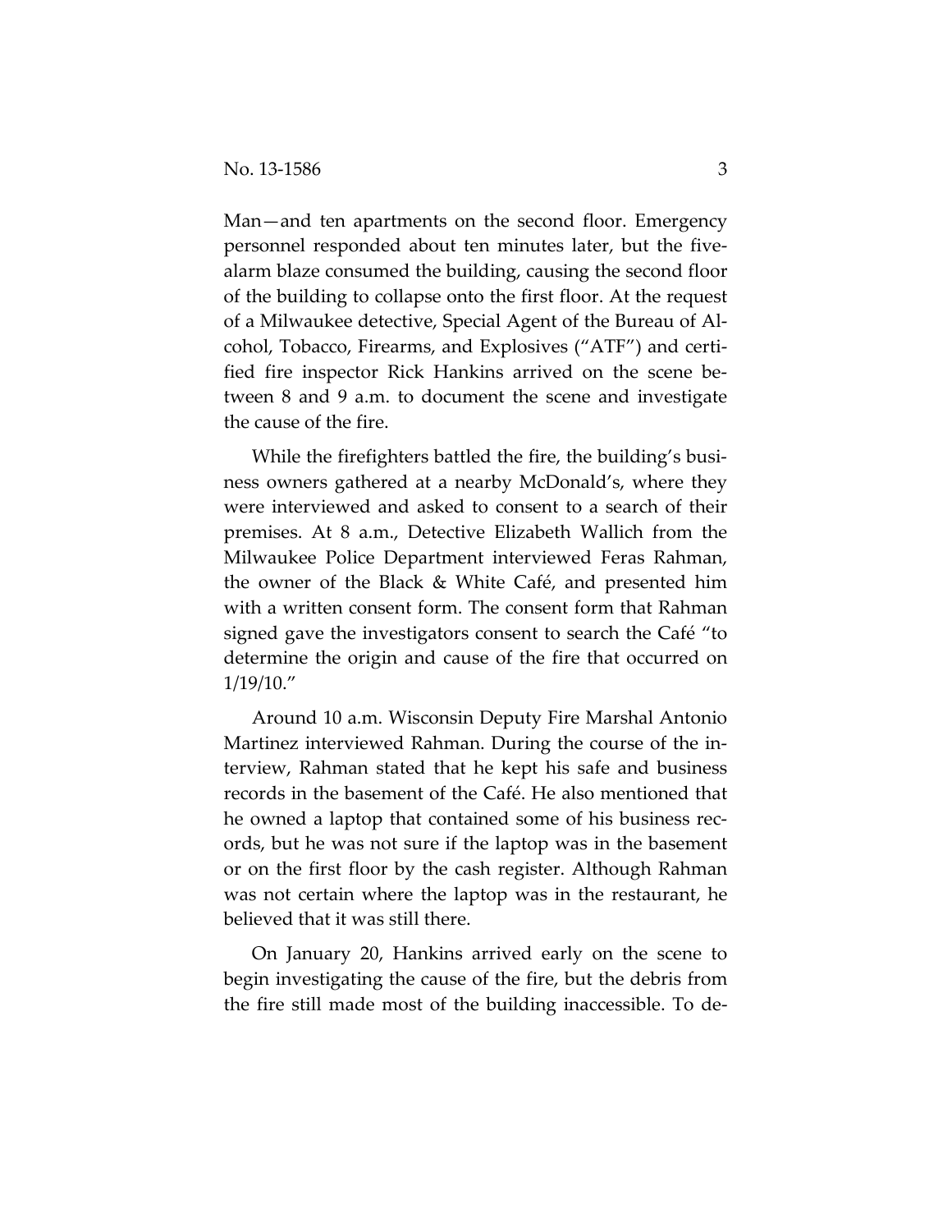Man—and ten apartments on the second floor. Emergency personnel responded about ten minutes later, but the five-alarm blaze consumed the building, causing the second floor of the building to collapse onto the first floor. At the request of a Milwaukee detective, Special Agent of the Bureau of Alcohol, Tobacco, Firearms, and Explosives ("ATF") and certified fire inspector Rick Hankins arrived on the scene between 8 and 9 a.m. to document the scene and investigate the cause of the fire.

While the firefighters battled the fire, the building's business owners gathered at a nearby McDonald's, where they were interviewed and asked to consent to a search of their premises. At 8 a.m., Detective Elizabeth Wallich from the Milwaukee Police Department interviewed Feras Rahman, the owner of the Black & White Café, and presented him with a written consent form. The consent form that Rahman signed gave the investigators consent to search the Café "to determine the origin and cause of the fire that occurred on 1/19/10."

Around 10 a.m. Wisconsin Deputy Fire Marshal Antonio Martinez interviewed Rahman. During the course of the interview, Rahman stated that he kept his safe and business records in the basement of the Café. He also mentioned that he owned a laptop that contained some of his business records, but he was not sure if the laptop was in the basement or on the first floor by the cash register. Although Rahman was not certain where the laptop was in the restaurant, he believed that it was still there.

On January 20, Hankins arrived early on the scene to begin investigating the cause of the fire, but the debris from the fire still made most of the building inaccessible. To de-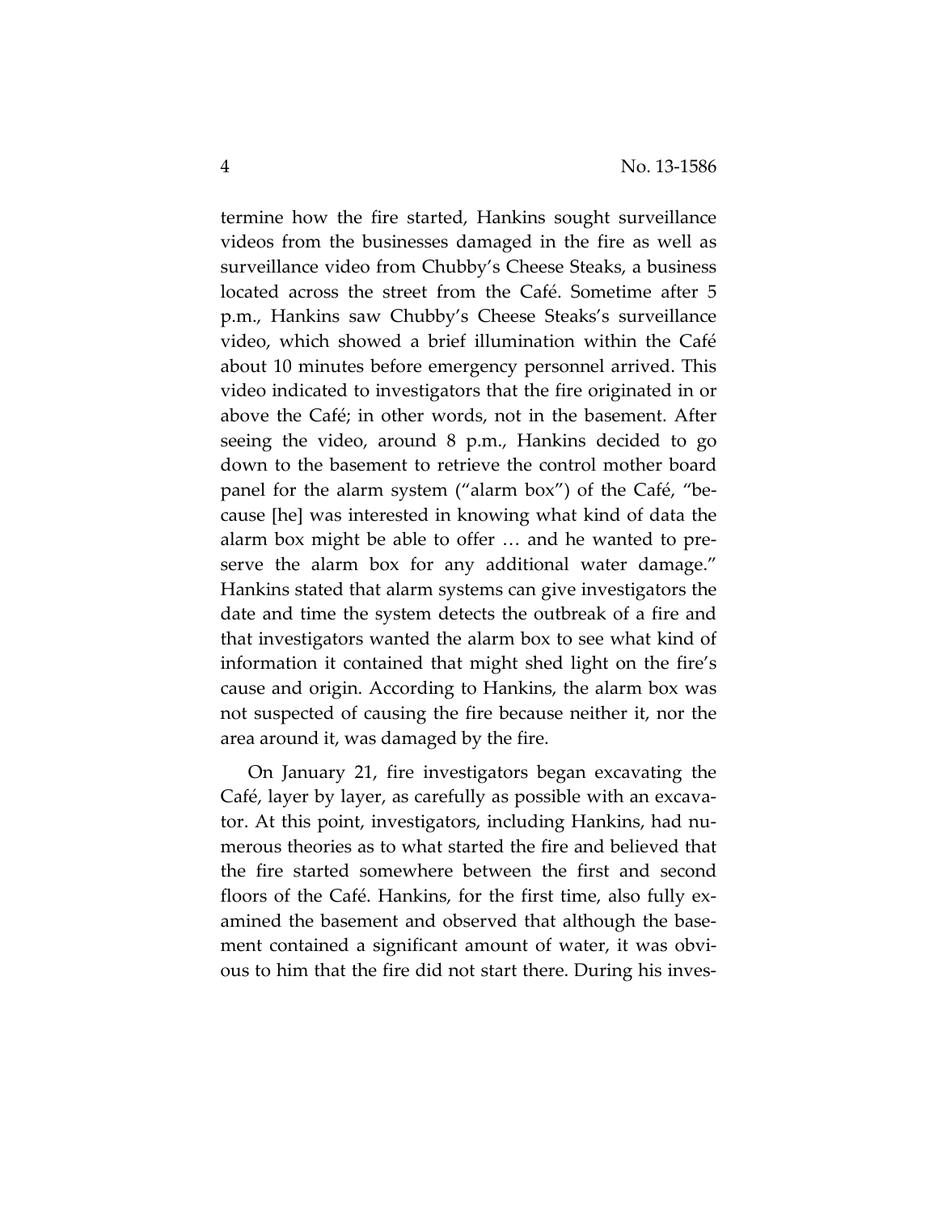termine how the fire started, Hankins sought surveillance videos from the businesses damaged in the fire as well as surveillance video from Chubby's Cheese Steaks, a business located across the street from the Café. Sometime after 5 p.m., Hankins saw Chubby's Cheese Steaks's surveillance video, which showed a brief illumination within the Café about 10 minutes before emergency personnel arrived. This video indicated to investigators that the fire originated in or above the Café; in other words, not in the basement. After seeing the video, around 8 p.m., Hankins decided to go down to the basement to retrieve the control mother board panel for the alarm system ("alarm box") of the Café, "because [he] was interested in knowing what kind of data the alarm box might be able to offer … and he wanted to preserve the alarm box for any additional water damage." Hankins stated that alarm systems can give investigators the date and time the system detects the outbreak of a fire and that investigators wanted the alarm box to see what kind of information it contained that might shed light on the fire's cause and origin. According to Hankins, the alarm box was not suspected of causing the fire because neither it, nor the area around it, was damaged by the fire.

On January 21, fire investigators began excavating the Café, layer by layer, as carefully as possible with an excavator. At this point, investigators, including Hankins, had numerous theories as to what started the fire and believed that the fire started somewhere between the first and second floors of the Café. Hankins, for the first time, also fully examined the basement and observed that although the basement contained a significant amount of water, it was obvious to him that the fire did not start there. During his inves-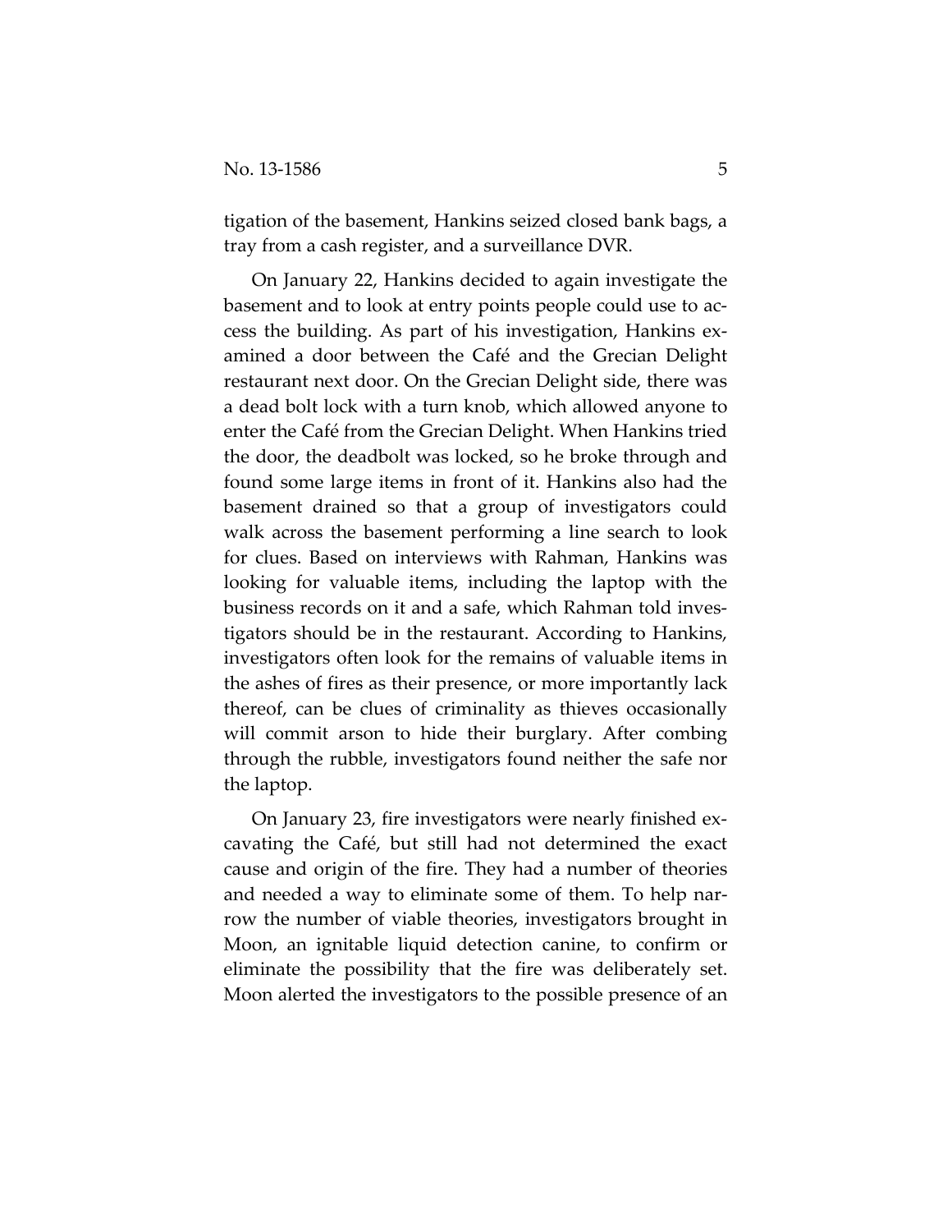tigation of the basement, Hankins seized closed bank bags, a tray from a cash register, and a surveillance DVR.

On January 22, Hankins decided to again investigate the basement and to look at entry points people could use to access the building. As part of his investigation, Hankins examined a door between the Café and the Grecian Delight restaurant next door. On the Grecian Delight side, there was a dead bolt lock with a turn knob, which allowed anyone to enter the Café from the Grecian Delight. When Hankins tried the door, the deadbolt was locked, so he broke through and found some large items in front of it. Hankins also had the basement drained so that a group of investigators could walk across the basement performing a line search to look for clues. Based on interviews with Rahman, Hankins was looking for valuable items, including the laptop with the business records on it and a safe, which Rahman told investigators should be in the restaurant. According to Hankins, investigators often look for the remains of valuable items in the ashes of fires as their presence, or more importantly lack thereof, can be clues of criminality as thieves occasionally will commit arson to hide their burglary. After combing through the rubble, investigators found neither the safe nor the laptop.

On January 23, fire investigators were nearly finished excavating the Café, but still had not determined the exact cause and origin of the fire. They had a number of theories and needed a way to eliminate some of them. To help narrow the number of viable theories, investigators brought in Moon, an ignitable liquid detection canine, to confirm or eliminate the possibility that the fire was deliberately set. Moon alerted the investigators to the possible presence of an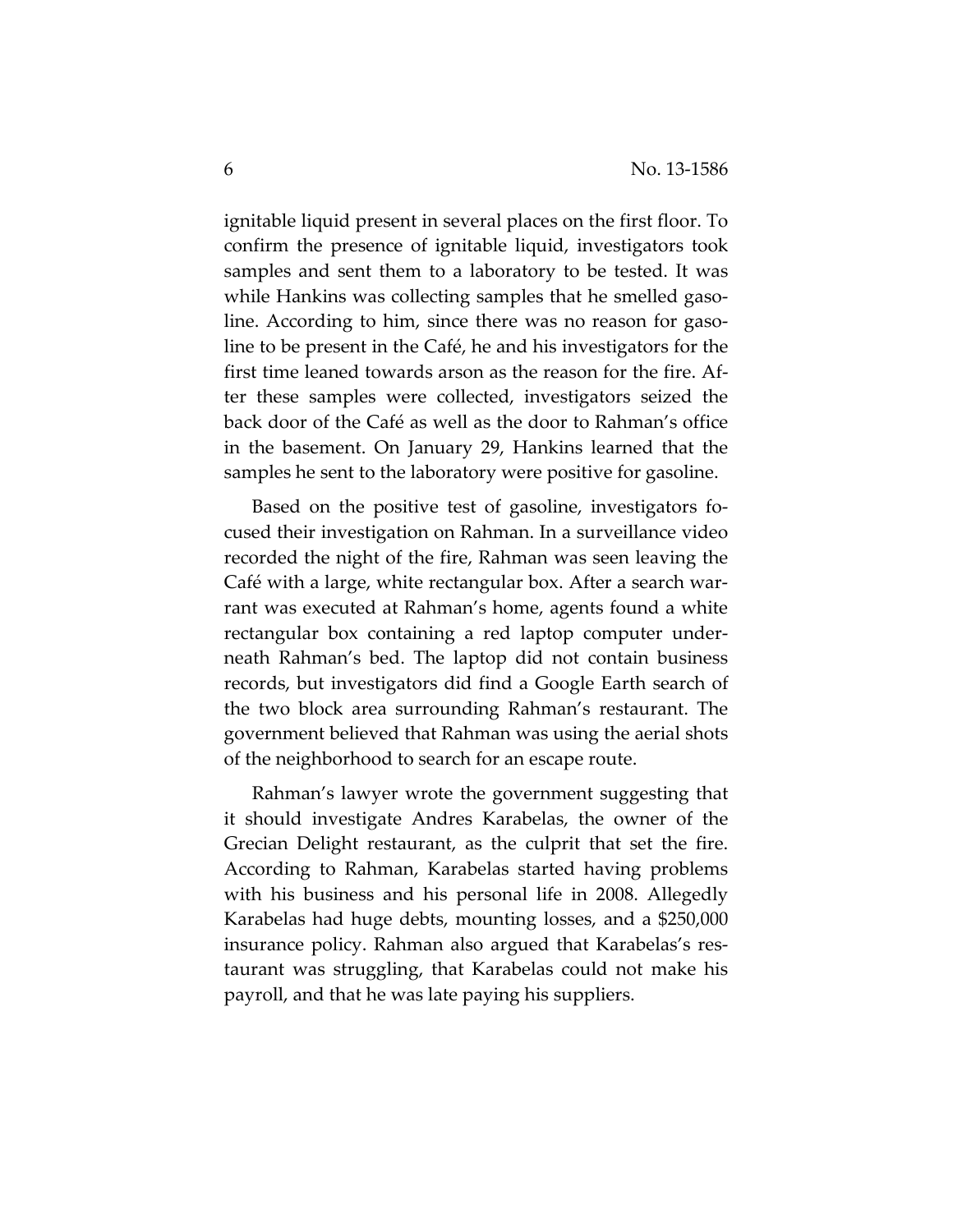ignitable liquid present in several places on the first floor. To confirm the presence of ignitable liquid, investigators took samples and sent them to a laboratory to be tested. It was while Hankins was collecting samples that he smelled gasoline. According to him, since there was no reason for gasoline to be present in the Café, he and his investigators for the first time leaned towards arson as the reason for the fire. After these samples were collected, investigators seized the back door of the Café as well as the door to Rahman's office in the basement. On January 29, Hankins learned that the samples he sent to the laboratory were positive for gasoline.

Based on the positive test of gasoline, investigators focused their investigation on Rahman. In a surveillance video recorded the night of the fire, Rahman was seen leaving the Café with a large, white rectangular box. After a search warrant was executed at Rahman's home, agents found a white rectangular box containing a red laptop computer underneath Rahman's bed. The laptop did not contain business records, but investigators did find a Google Earth search of the two block area surrounding Rahman's restaurant. The government believed that Rahman was using the aerial shots of the neighborhood to search for an escape route.

Rahman's lawyer wrote the government suggesting that it should investigate Andres Karabelas, the owner of the Grecian Delight restaurant, as the culprit that set the fire. According to Rahman, Karabelas started having problems with his business and his personal life in 2008. Allegedly Karabelas had huge debts, mounting losses, and a $250,000 insurance policy. Rahman also argued that Karabelas's restaurant was struggling, that Karabelas could not make his payroll, and that he was late paying his suppliers.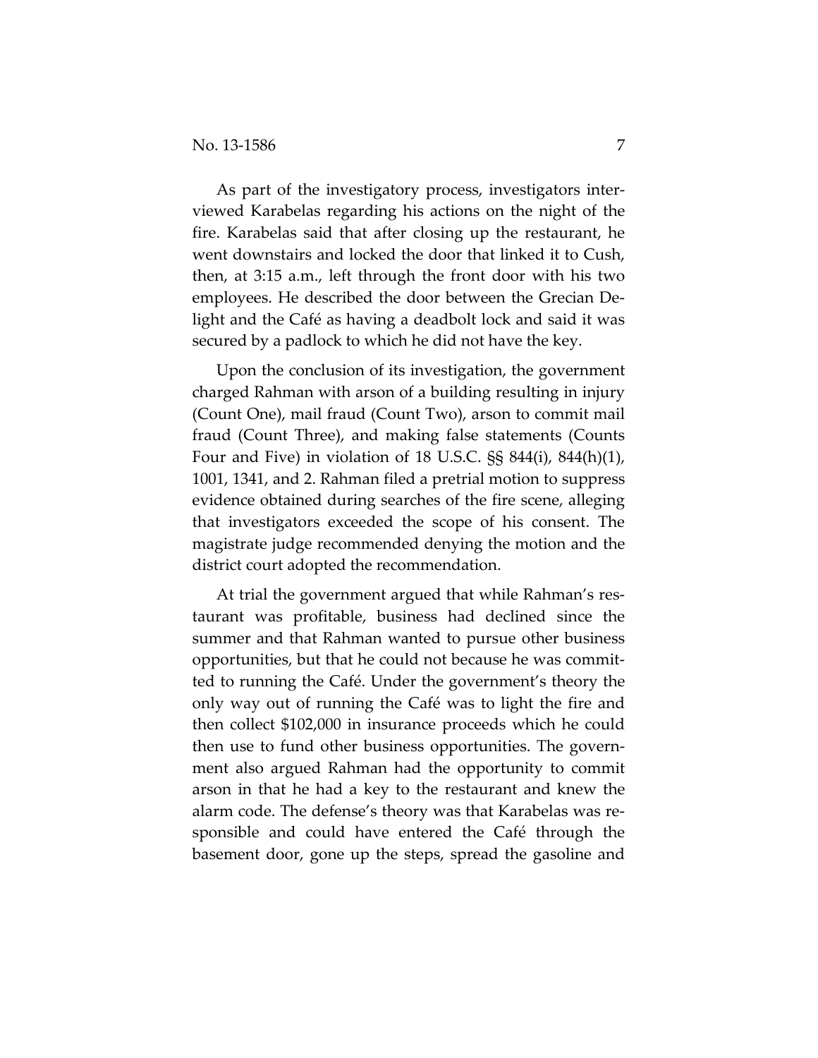As part of the investigatory process, investigators interviewed Karabelas regarding his actions on the night of the fire. Karabelas said that after closing up the restaurant, he went downstairs and locked the door that linked it to Cush, then, at 3:15 a.m., left through the front door with his two employees. He described the door between the Grecian Delight and the Café as having a deadbolt lock and said it was secured by a padlock to which he did not have the key.

Upon the conclusion of its investigation, the government charged Rahman with arson of a building resulting in injury (Count One), mail fraud (Count Two), arson to commit mail fraud (Count Three), and making false statements (Counts Four and Five) in violation of 18 U.S.C. §§ 844(i), 844(h)(1), 1001, 1341, and 2. Rahman filed a pretrial motion to suppress evidence obtained during searches of the fire scene, alleging that investigators exceeded the scope of his consent. The magistrate judge recommended denying the motion and the district court adopted the recommendation.

At trial the government argued that while Rahman's restaurant was profitable, business had declined since the summer and that Rahman wanted to pursue other business opportunities, but that he could not because he was committed to running the Café. Under the government's theory the only way out of running the Café was to light the fire and then collect $102,000 in insurance proceeds which he could then use to fund other business opportunities. The government also argued Rahman had the opportunity to commit arson in that he had a key to the restaurant and knew the alarm code. The defense's theory was that Karabelas was responsible and could have entered the Café through the basement door, gone up the steps, spread the gasoline and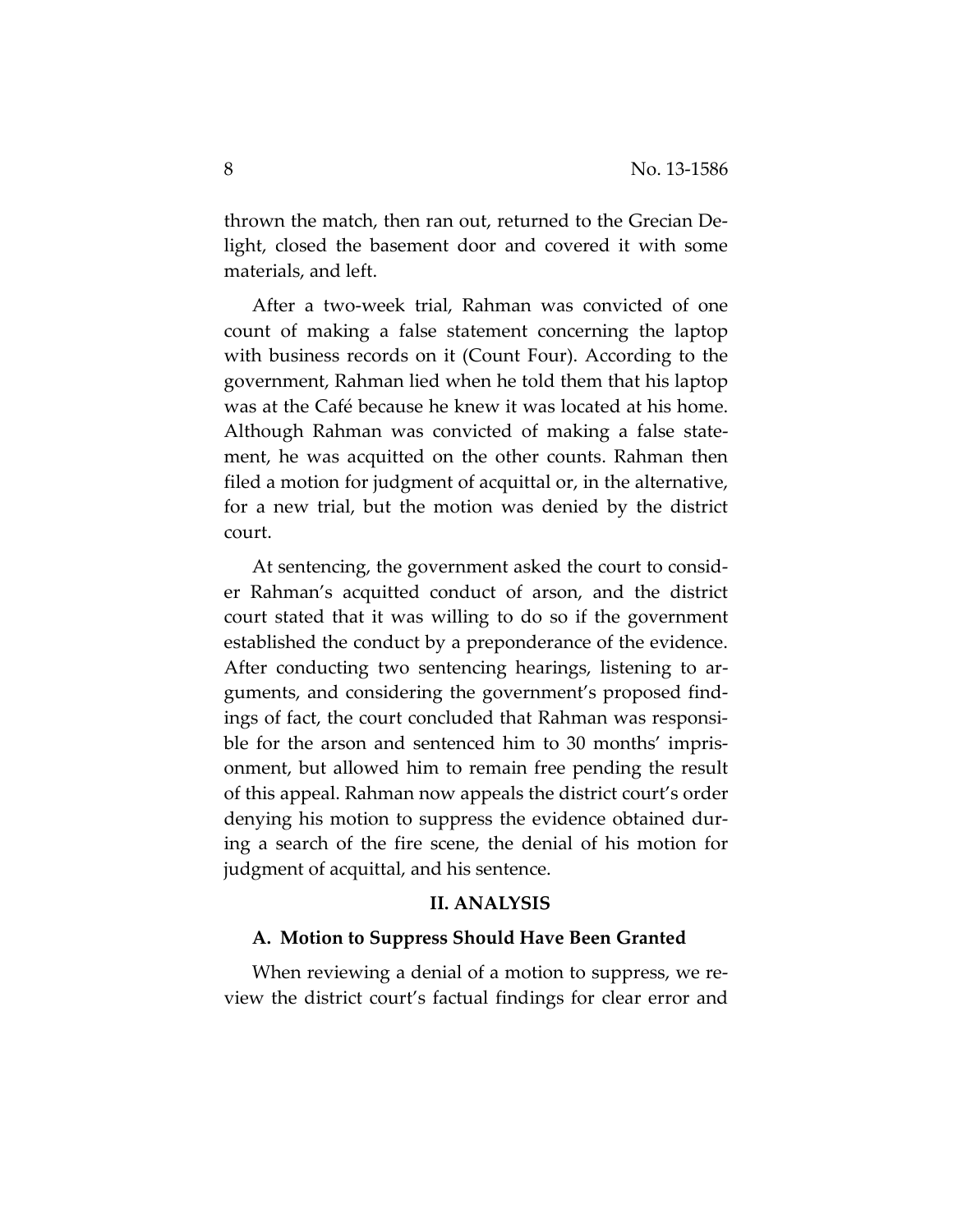thrown the match, then ran out, returned to the Grecian Delight, closed the basement door and covered it with some materials, and left.

After a two-week trial, Rahman was convicted of one count of making a false statement concerning the laptop with business records on it (Count Four). According to the government, Rahman lied when he told them that his laptop was at the Café because he knew it was located at his home. Although Rahman was convicted of making a false statement, he was acquitted on the other counts. Rahman then filed a motion for judgment of acquittal or, in the alternative, for a new trial, but the motion was denied by the district court.

At sentencing, the government asked the court to consider Rahman's acquitted conduct of arson, and the district court stated that it was willing to do so if the government established the conduct by a preponderance of the evidence. After conducting two sentencing hearings, listening to arguments, and considering the government's proposed findings of fact, the court concluded that Rahman was responsible for the arson and sentenced him to 30 months' imprisonment, but allowed him to remain free pending the result of this appeal. Rahman now appeals the district court's order denying his motion to suppress the evidence obtained during a search of the fire scene, the denial of his motion for judgment of acquittal, and his sentence.

## II. ANALYSIS

### A. Motion to Suppress Should Have Been Granted

When reviewing a denial of a motion to suppress, we review the district court's factual findings for clear error and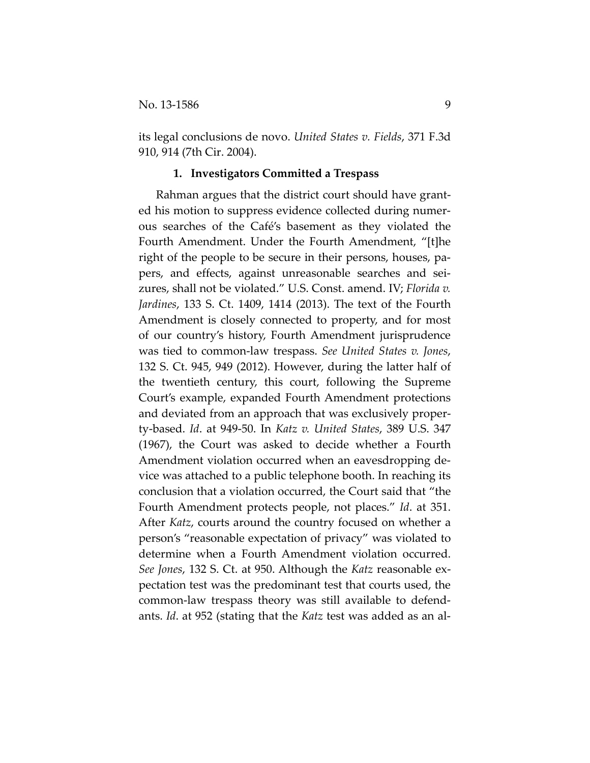its legal conclusions de novo. *United States v. Fields*, 371 F.3d 910, 914 (7th Cir. 2004).

### 1. Investigators Committed a Trespass

Rahman argues that the district court should have granted his motion to suppress evidence collected during numerous searches of the Café's basement as they violated the Fourth Amendment. Under the Fourth Amendment, "[t]he right of the people to be secure in their persons, houses, papers, and effects, against unreasonable searches and seizures, shall not be violated." U.S. Const. amend. IV; *Florida v. Jardines*, 133 S. Ct. 1409, 1414 (2013). The text of the Fourth Amendment is closely connected to property, and for most of our country's history, Fourth Amendment jurisprudence was tied to common-law trespass. *See United States v. Jones*, 132 S. Ct. 945, 949 (2012). However, during the latter half of the twentieth century, this court, following the Supreme Court's example, expanded Fourth Amendment protections and deviated from an approach that was exclusively property-based. *Id*. at 949-50. In *Katz v. United States*, 389 U.S. 347 (1967), the Court was asked to decide whether a Fourth Amendment violation occurred when an eavesdropping device was attached to a public telephone booth. In reaching its conclusion that a violation occurred, the Court said that "the Fourth Amendment protects people, not places." *Id*. at 351. After *Katz*, courts around the country focused on whether a person's "reasonable expectation of privacy" was violated to determine when a Fourth Amendment violation occurred. *See Jones*, 132 S. Ct. at 950. Although the *Katz* reasonable expectation test was the predominant test that courts used, the common-law trespass theory was still available to defendants. *Id*. at 952 (stating that the *Katz* test was added as an al-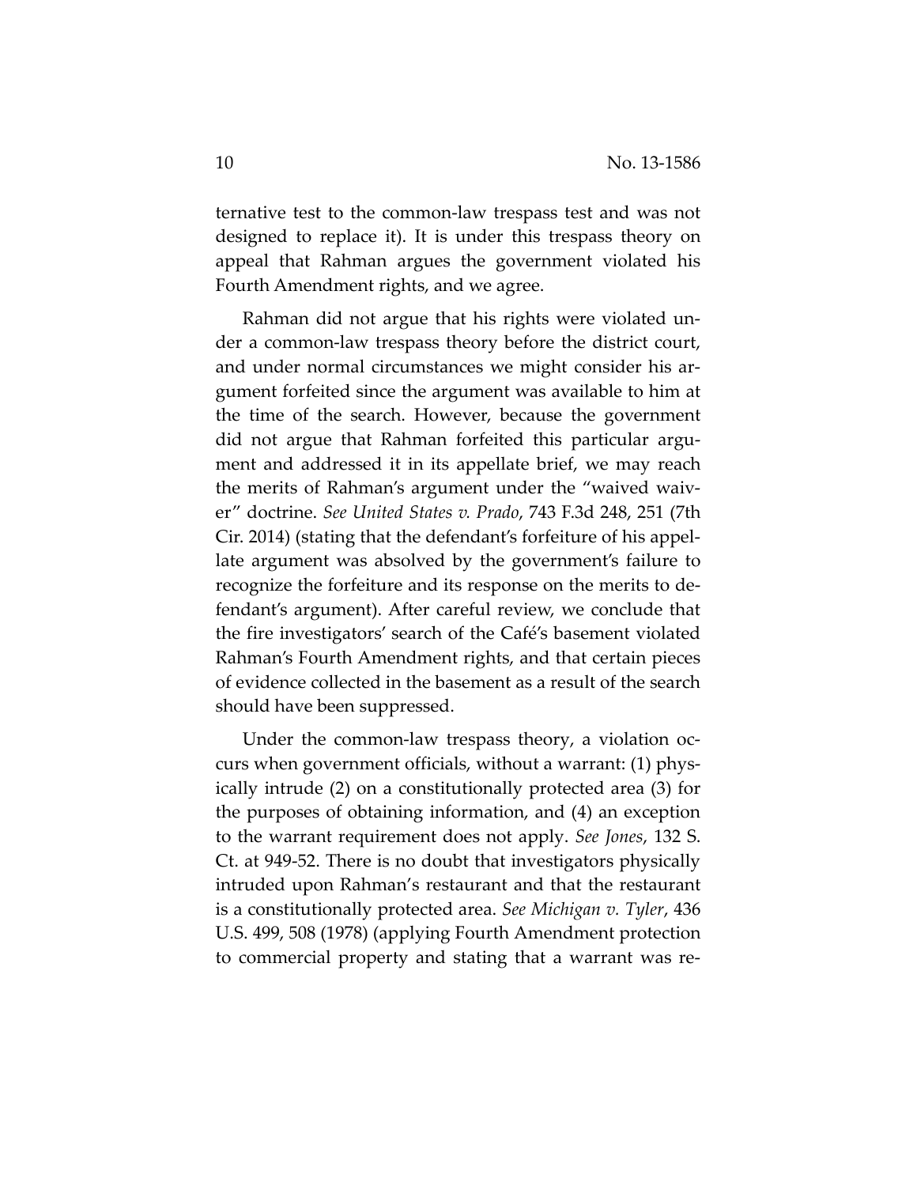ternative test to the common-law trespass test and was not designed to replace it). It is under this trespass theory on appeal that Rahman argues the government violated his Fourth Amendment rights, and we agree.

Rahman did not argue that his rights were violated under a common-law trespass theory before the district court, and under normal circumstances we might consider his argument forfeited since the argument was available to him at the time of the search. However, because the government did not argue that Rahman forfeited this particular argument and addressed it in its appellate brief, we may reach the merits of Rahman's argument under the "waived waiver" doctrine. *See United States v. Prado*, 743 F.3d 248, 251 (7th Cir. 2014) (stating that the defendant's forfeiture of his appellate argument was absolved by the government's failure to recognize the forfeiture and its response on the merits to defendant's argument). After careful review, we conclude that the fire investigators' search of the Café's basement violated Rahman's Fourth Amendment rights, and that certain pieces of evidence collected in the basement as a result of the search should have been suppressed.

Under the common-law trespass theory, a violation occurs when government officials, without a warrant: (1) physically intrude (2) on a constitutionally protected area (3) for the purposes of obtaining information, and (4) an exception to the warrant requirement does not apply. *See Jones*, 132 S. Ct. at 949-52. There is no doubt that investigators physically intruded upon Rahman's restaurant and that the restaurant is a constitutionally protected area. *See Michigan v. Tyler*, 436 U.S. 499, 508 (1978) (applying Fourth Amendment protection to commercial property and stating that a warrant was re-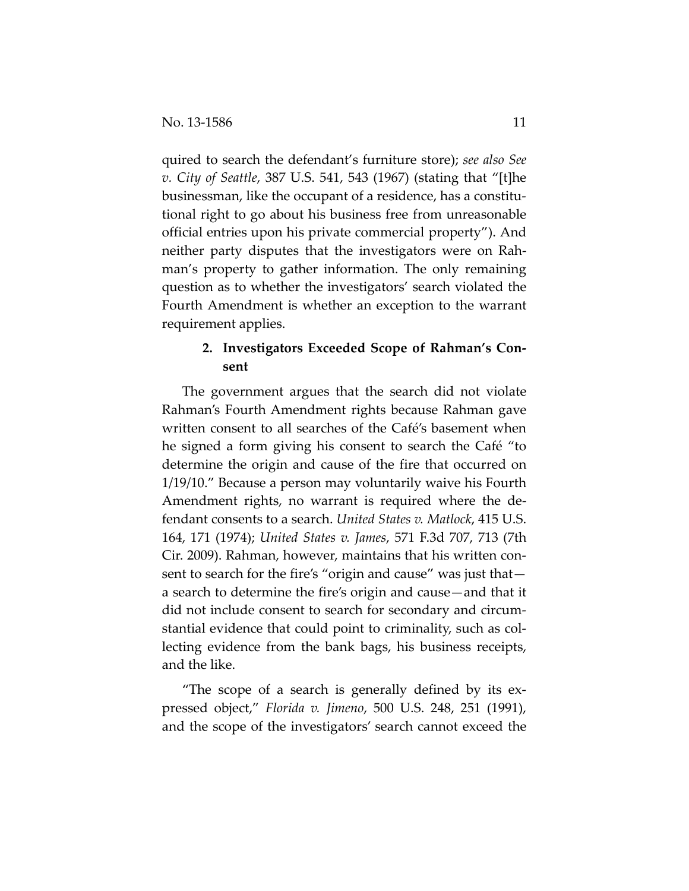quired to search the defendant's furniture store); *see also See v. City of Seattle*, 387 U.S. 541, 543 (1967) (stating that "[t]he businessman, like the occupant of a residence, has a constitutional right to go about his business free from unreasonable official entries upon his private commercial property"). And neither party disputes that the investigators were on Rahman's property to gather information. The only remaining question as to whether the investigators' search violated the Fourth Amendment is whether an exception to the warrant requirement applies.

### 2. Investigators Exceeded Scope of Rahman's Consent

The government argues that the search did not violate Rahman's Fourth Amendment rights because Rahman gave written consent to all searches of the Café's basement when he signed a form giving his consent to search the Café "to determine the origin and cause of the fire that occurred on 1/19/10." Because a person may voluntarily waive his Fourth Amendment rights, no warrant is required where the defendant consents to a search. *United States v. Matlock*, 415 U.S. 164, 171 (1974); *United States v. James*, 571 F.3d 707, 713 (7th Cir. 2009). Rahman, however, maintains that his written consent to search for the fire's "origin and cause" was just that—a search to determine the fire's origin and cause—and that it did not include consent to search for secondary and circumstantial evidence that could point to criminality, such as collecting evidence from the bank bags, his business receipts, and the like.

"The scope of a search is generally defined by its expressed object," *Florida v. Jimeno*, 500 U.S. 248, 251 (1991), and the scope of the investigators' search cannot exceed the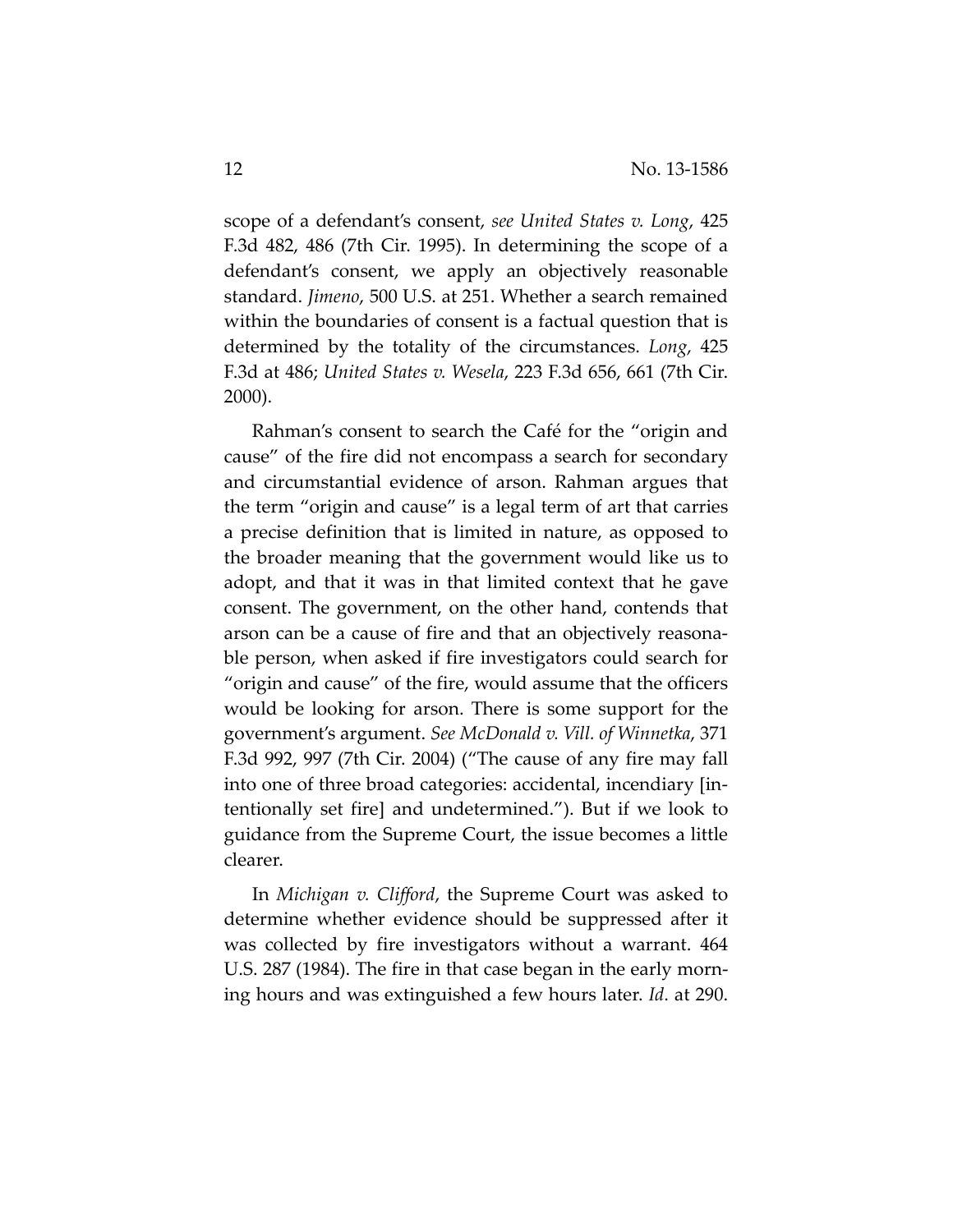scope of a defendant's consent, *see United States v. Long*, 425 F.3d 482, 486 (7th Cir. 1995). In determining the scope of a defendant's consent, we apply an objectively reasonable standard. *Jimeno*, 500 U.S. at 251. Whether a search remained within the boundaries of consent is a factual question that is determined by the totality of the circumstances. *Long*, 425 F.3d at 486; *United States v. Wesela*, 223 F.3d 656, 661 (7th Cir. 2000).

Rahman's consent to search the Café for the "origin and cause" of the fire did not encompass a search for secondary and circumstantial evidence of arson. Rahman argues that the term "origin and cause" is a legal term of art that carries a precise definition that is limited in nature, as opposed to the broader meaning that the government would like us to adopt, and that it was in that limited context that he gave consent. The government, on the other hand, contends that arson can be a cause of fire and that an objectively reasonable person, when asked if fire investigators could search for "origin and cause" of the fire, would assume that the officers would be looking for arson. There is some support for the government's argument. *See McDonald v. Vill. of Winnetka*, 371 F.3d 992, 997 (7th Cir. 2004) ("The cause of any fire may fall into one of three broad categories: accidental, incendiary [intentionally set fire] and undetermined."). But if we look to guidance from the Supreme Court, the issue becomes a little clearer.

In *Michigan v. Clifford*, the Supreme Court was asked to determine whether evidence should be suppressed after it was collected by fire investigators without a warrant. 464 U.S. 287 (1984). The fire in that case began in the early morning hours and was extinguished a few hours later. *Id*. at 290.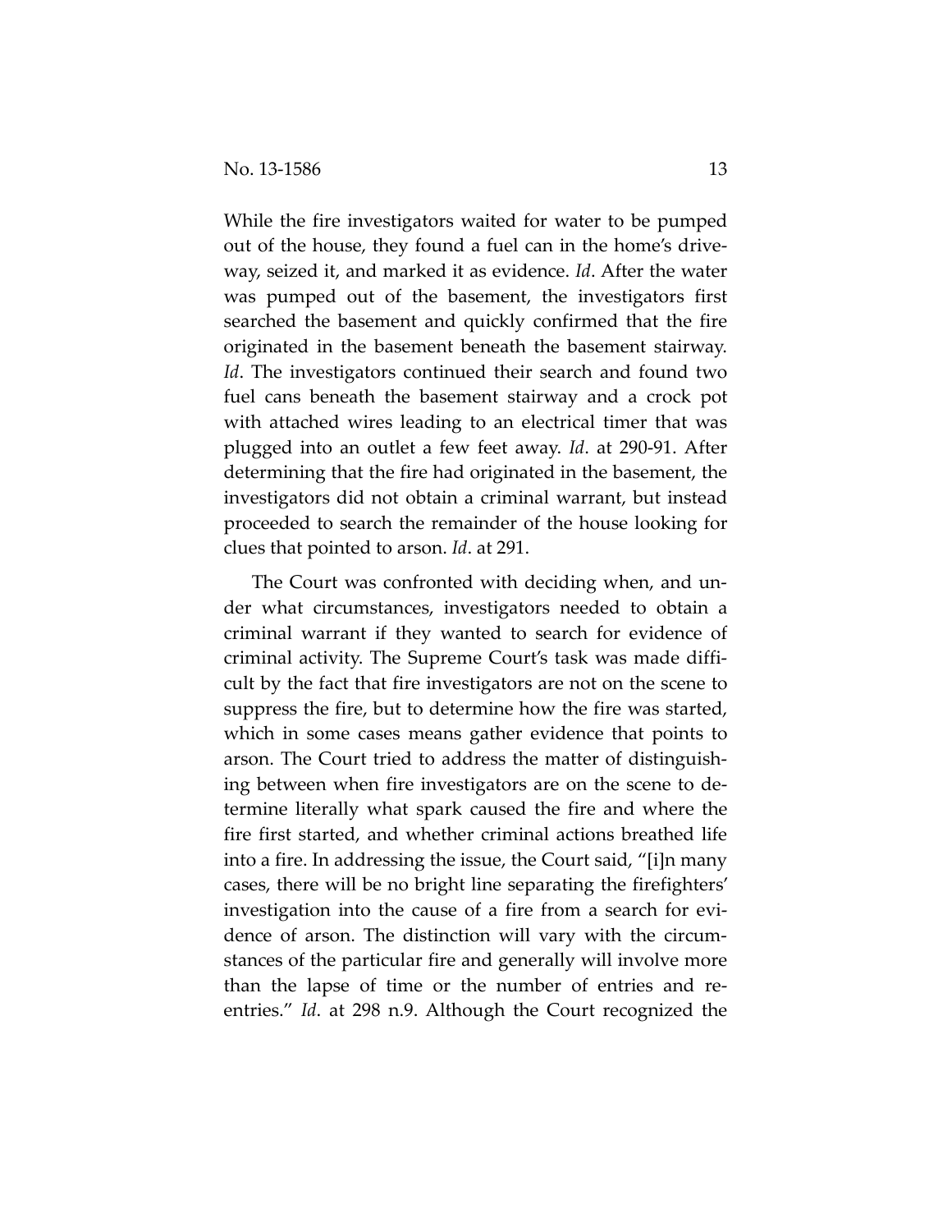While the fire investigators waited for water to be pumped out of the house, they found a fuel can in the home's driveway, seized it, and marked it as evidence. *Id*. After the water was pumped out of the basement, the investigators first searched the basement and quickly confirmed that the fire originated in the basement beneath the basement stairway. *Id*. The investigators continued their search and found two fuel cans beneath the basement stairway and a crock pot with attached wires leading to an electrical timer that was plugged into an outlet a few feet away. *Id*. at 290-91. After determining that the fire had originated in the basement, the investigators did not obtain a criminal warrant, but instead proceeded to search the remainder of the house looking for clues that pointed to arson. *Id*. at 291.

The Court was confronted with deciding when, and under what circumstances, investigators needed to obtain a criminal warrant if they wanted to search for evidence of criminal activity. The Supreme Court's task was made difficult by the fact that fire investigators are not on the scene to suppress the fire, but to determine how the fire was started, which in some cases means gather evidence that points to arson. The Court tried to address the matter of distinguishing between when fire investigators are on the scene to determine literally what spark caused the fire and where the fire first started, and whether criminal actions breathed life into a fire. In addressing the issue, the Court said, "[i]n many cases, there will be no bright line separating the firefighters' investigation into the cause of a fire from a search for evidence of arson. The distinction will vary with the circumstances of the particular fire and generally will involve more than the lapse of time or the number of entries and reentries." *Id*. at 298 n.9. Although the Court recognized the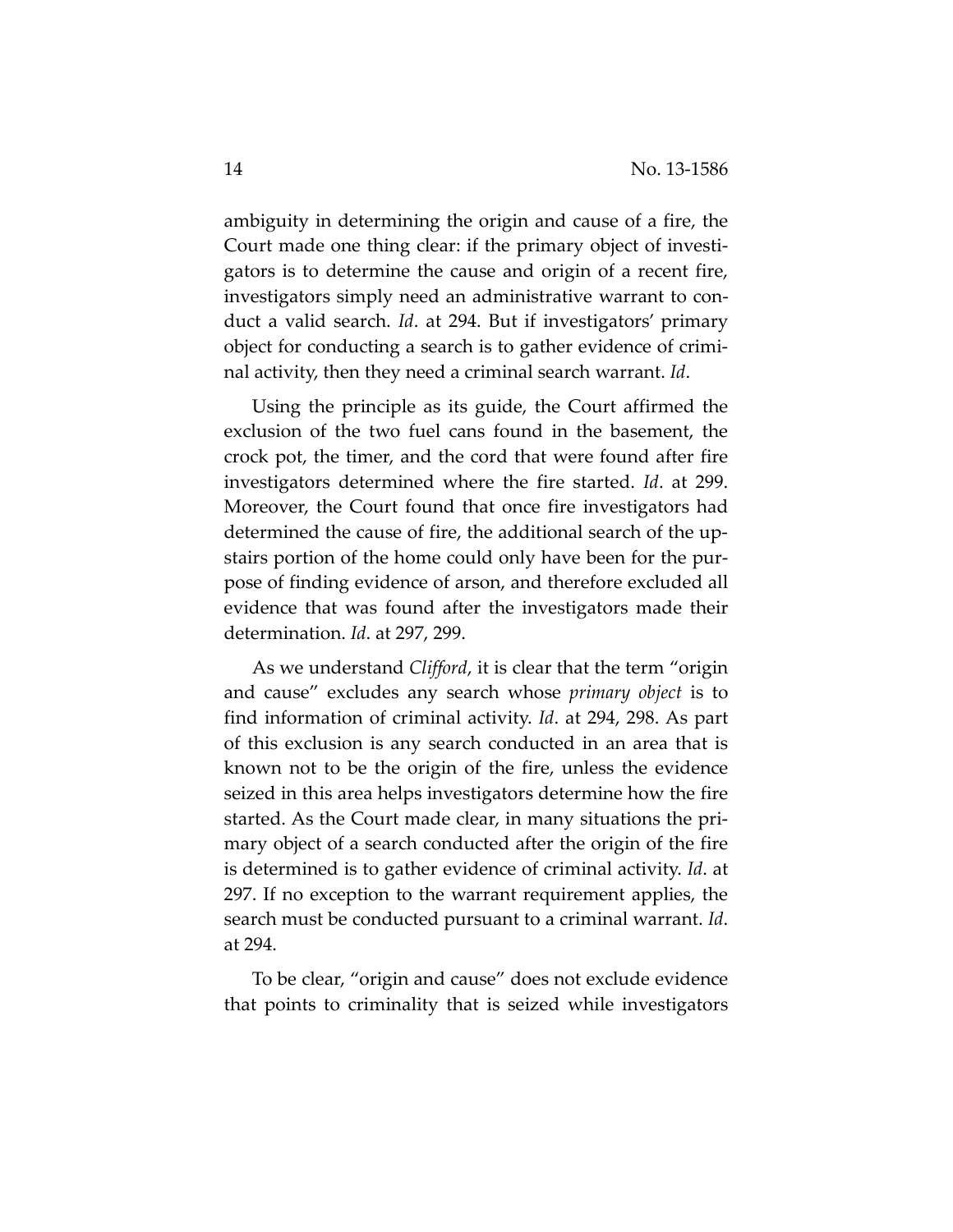ambiguity in determining the origin and cause of a fire, the Court made one thing clear: if the primary object of investigators is to determine the cause and origin of a recent fire, investigators simply need an administrative warrant to conduct a valid search. *Id*. at 294. But if investigators' primary object for conducting a search is to gather evidence of criminal activity, then they need a criminal search warrant. *Id*.

Using the principle as its guide, the Court affirmed the exclusion of the two fuel cans found in the basement, the crock pot, the timer, and the cord that were found after fire investigators determined where the fire started. *Id*. at 299. Moreover, the Court found that once fire investigators had determined the cause of fire, the additional search of the upstairs portion of the home could only have been for the purpose of finding evidence of arson, and therefore excluded all evidence that was found after the investigators made their determination. *Id*. at 297, 299.

As we understand *Clifford*, it is clear that the term "origin and cause" excludes any search whose *primary object* is to find information of criminal activity. *Id*. at 294, 298. As part of this exclusion is any search conducted in an area that is known not to be the origin of the fire, unless the evidence seized in this area helps investigators determine how the fire started. As the Court made clear, in many situations the primary object of a search conducted after the origin of the fire is determined is to gather evidence of criminal activity. *Id*. at 297. If no exception to the warrant requirement applies, the search must be conducted pursuant to a criminal warrant. *Id*. at 294.

To be clear, "origin and cause" does not exclude evidence that points to criminality that is seized while investigators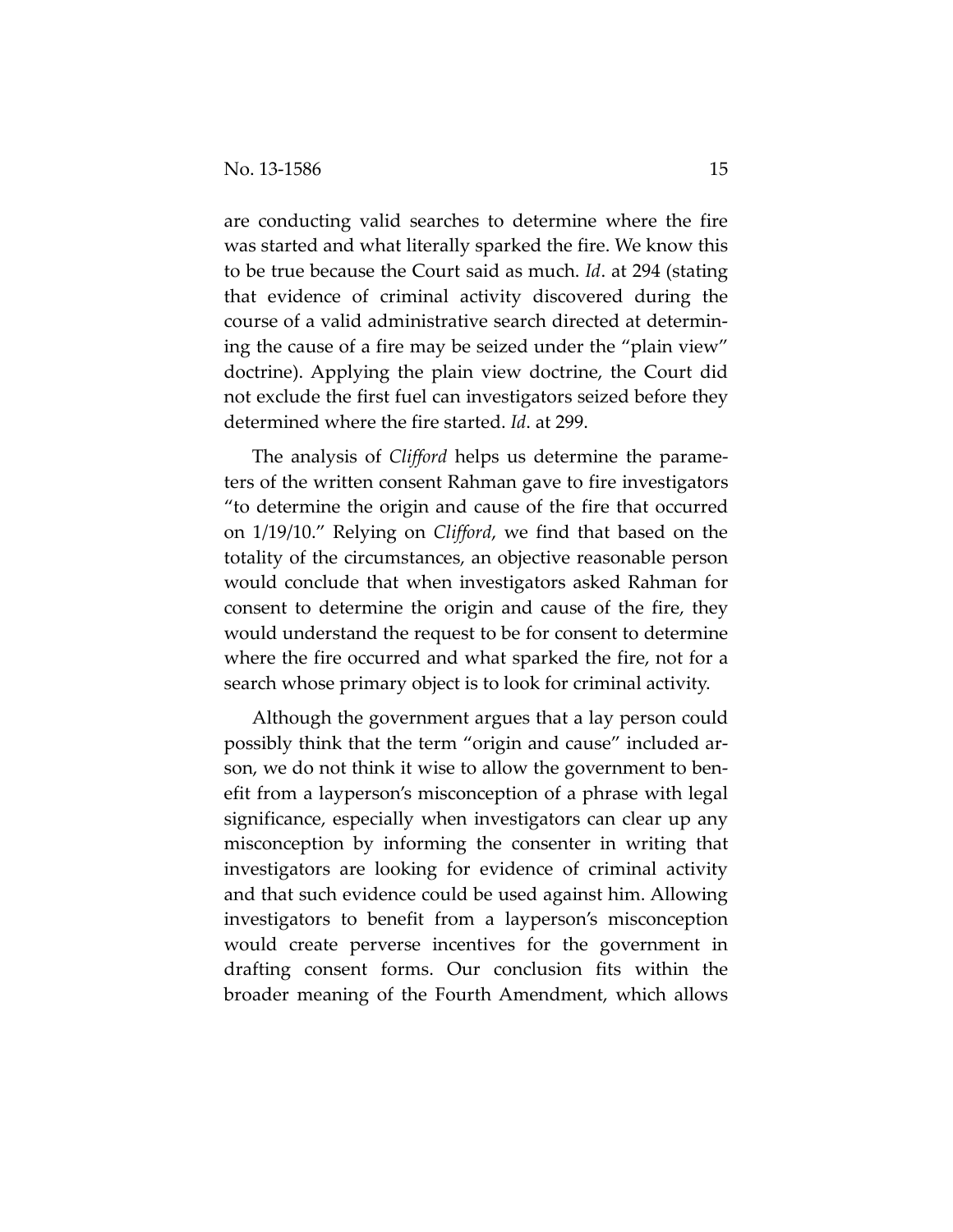are conducting valid searches to determine where the fire was started and what literally sparked the fire. We know this to be true because the Court said as much. *Id*. at 294 (stating that evidence of criminal activity discovered during the course of a valid administrative search directed at determining the cause of a fire may be seized under the "plain view" doctrine). Applying the plain view doctrine, the Court did not exclude the first fuel can investigators seized before they determined where the fire started. *Id*. at 299.

The analysis of *Clifford* helps us determine the parameters of the written consent Rahman gave to fire investigators "to determine the origin and cause of the fire that occurred on 1/19/10." Relying on *Clifford*, we find that based on the totality of the circumstances, an objective reasonable person would conclude that when investigators asked Rahman for consent to determine the origin and cause of the fire, they would understand the request to be for consent to determine where the fire occurred and what sparked the fire, not for a search whose primary object is to look for criminal activity.

Although the government argues that a lay person could possibly think that the term "origin and cause" included arson, we do not think it wise to allow the government to benefit from a layperson's misconception of a phrase with legal significance, especially when investigators can clear up any misconception by informing the consenter in writing that investigators are looking for evidence of criminal activity and that such evidence could be used against him. Allowing investigators to benefit from a layperson's misconception would create perverse incentives for the government in drafting consent forms. Our conclusion fits within the broader meaning of the Fourth Amendment, which allows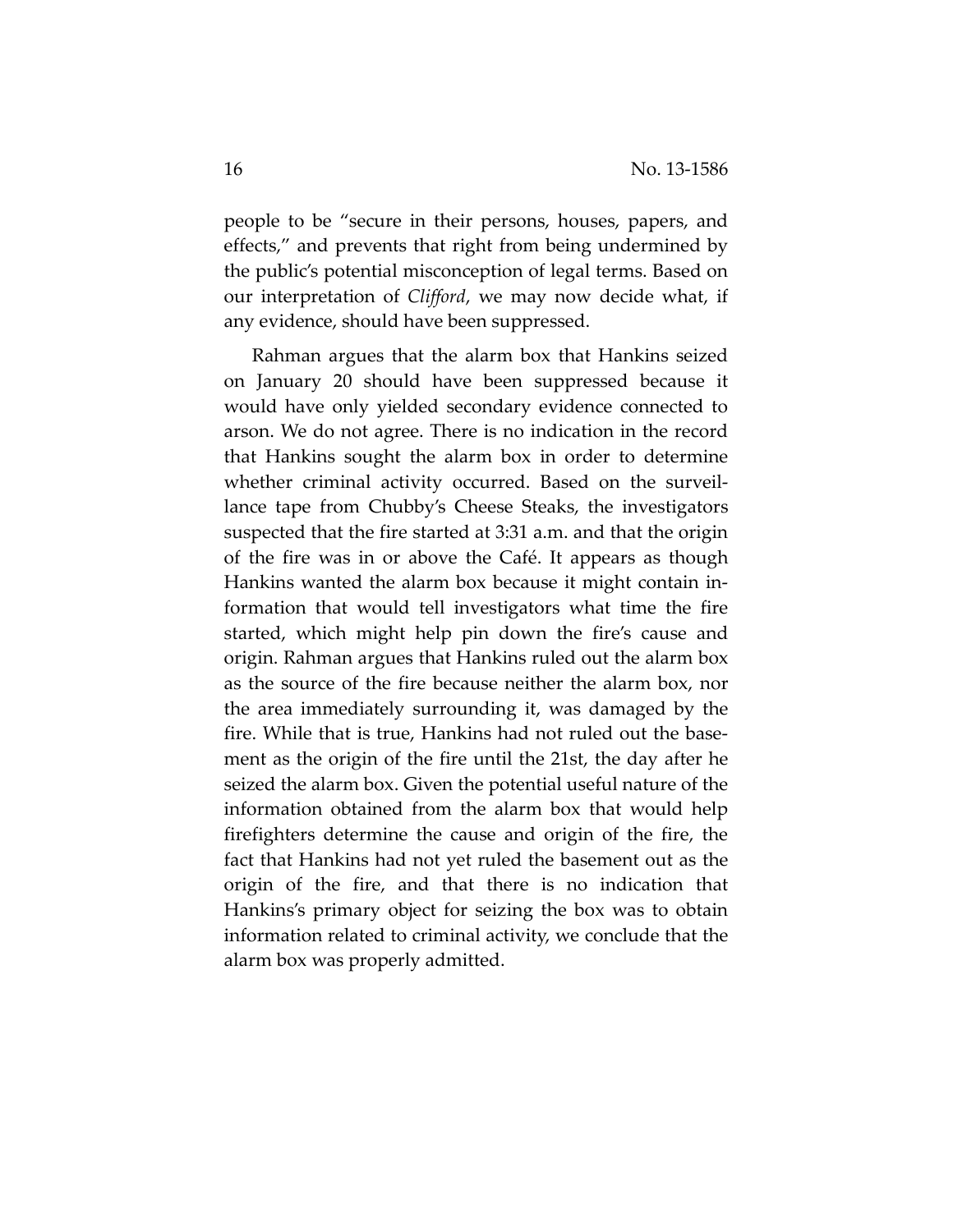people to be "secure in their persons, houses, papers, and effects," and prevents that right from being undermined by the public's potential misconception of legal terms. Based on our interpretation of *Clifford*, we may now decide what, if any evidence, should have been suppressed.

Rahman argues that the alarm box that Hankins seized on January 20 should have been suppressed because it would have only yielded secondary evidence connected to arson. We do not agree. There is no indication in the record that Hankins sought the alarm box in order to determine whether criminal activity occurred. Based on the surveillance tape from Chubby's Cheese Steaks, the investigators suspected that the fire started at 3:31 a.m. and that the origin of the fire was in or above the Café. It appears as though Hankins wanted the alarm box because it might contain information that would tell investigators what time the fire started, which might help pin down the fire's cause and origin. Rahman argues that Hankins ruled out the alarm box as the source of the fire because neither the alarm box, nor the area immediately surrounding it, was damaged by the fire. While that is true, Hankins had not ruled out the basement as the origin of the fire until the 21st, the day after he seized the alarm box. Given the potential useful nature of the information obtained from the alarm box that would help firefighters determine the cause and origin of the fire, the fact that Hankins had not yet ruled the basement out as the origin of the fire, and that there is no indication that Hankins's primary object for seizing the box was to obtain information related to criminal activity, we conclude that the alarm box was properly admitted.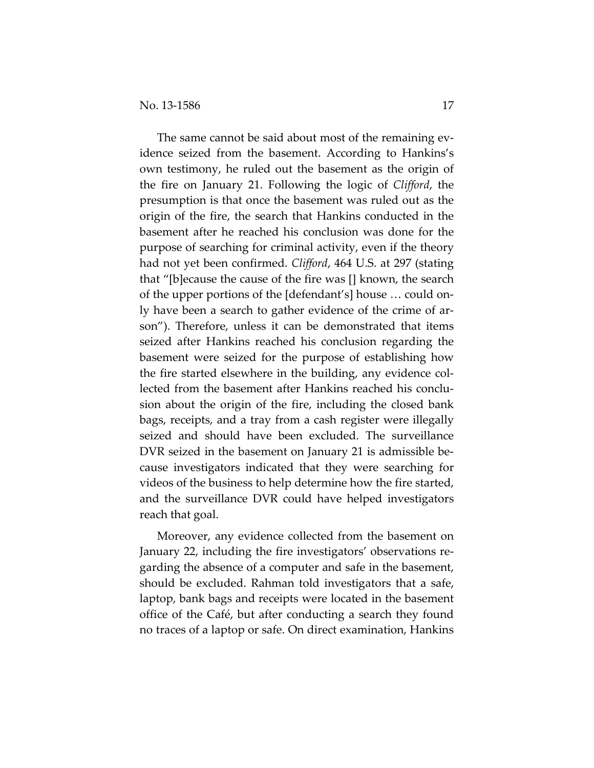The same cannot be said about most of the remaining evidence seized from the basement. According to Hankins's own testimony, he ruled out the basement as the origin of the fire on January 21. Following the logic of *Clifford*, the presumption is that once the basement was ruled out as the origin of the fire, the search that Hankins conducted in the basement after he reached his conclusion was done for the purpose of searching for criminal activity, even if the theory had not yet been confirmed. *Clifford*, 464 U.S. at 297 (stating that "[b]ecause the cause of the fire was [] known, the search of the upper portions of the [defendant's] house … could only have been a search to gather evidence of the crime of arson"). Therefore, unless it can be demonstrated that items seized after Hankins reached his conclusion regarding the basement were seized for the purpose of establishing how the fire started elsewhere in the building, any evidence collected from the basement after Hankins reached his conclusion about the origin of the fire, including the closed bank bags, receipts, and a tray from a cash register were illegally seized and should have been excluded. The surveillance DVR seized in the basement on January 21 is admissible because investigators indicated that they were searching for videos of the business to help determine how the fire started, and the surveillance DVR could have helped investigators reach that goal.

Moreover, any evidence collected from the basement on January 22, including the fire investigators' observations regarding the absence of a computer and safe in the basement, should be excluded. Rahman told investigators that a safe, laptop, bank bags and receipts were located in the basement office of the Café, but after conducting a search they found no traces of a laptop or safe. On direct examination, Hankins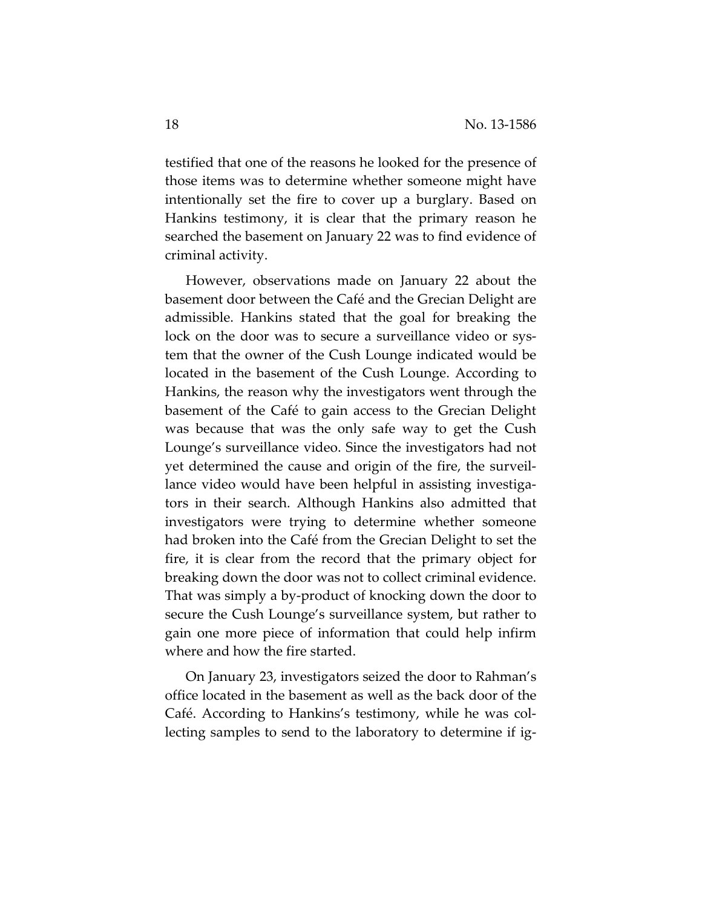testified that one of the reasons he looked for the presence of those items was to determine whether someone might have intentionally set the fire to cover up a burglary. Based on Hankins testimony, it is clear that the primary reason he searched the basement on January 22 was to find evidence of criminal activity.

However, observations made on January 22 about the basement door between the Café and the Grecian Delight are admissible. Hankins stated that the goal for breaking the lock on the door was to secure a surveillance video or system that the owner of the Cush Lounge indicated would be located in the basement of the Cush Lounge. According to Hankins, the reason why the investigators went through the basement of the Café to gain access to the Grecian Delight was because that was the only safe way to get the Cush Lounge's surveillance video. Since the investigators had not yet determined the cause and origin of the fire, the surveillance video would have been helpful in assisting investigators in their search. Although Hankins also admitted that investigators were trying to determine whether someone had broken into the Café from the Grecian Delight to set the fire, it is clear from the record that the primary object for breaking down the door was not to collect criminal evidence. That was simply a by-product of knocking down the door to secure the Cush Lounge's surveillance system, but rather to gain one more piece of information that could help infirm where and how the fire started.

On January 23, investigators seized the door to Rahman's office located in the basement as well as the back door of the Café. According to Hankins's testimony, while he was collecting samples to send to the laboratory to determine if ig-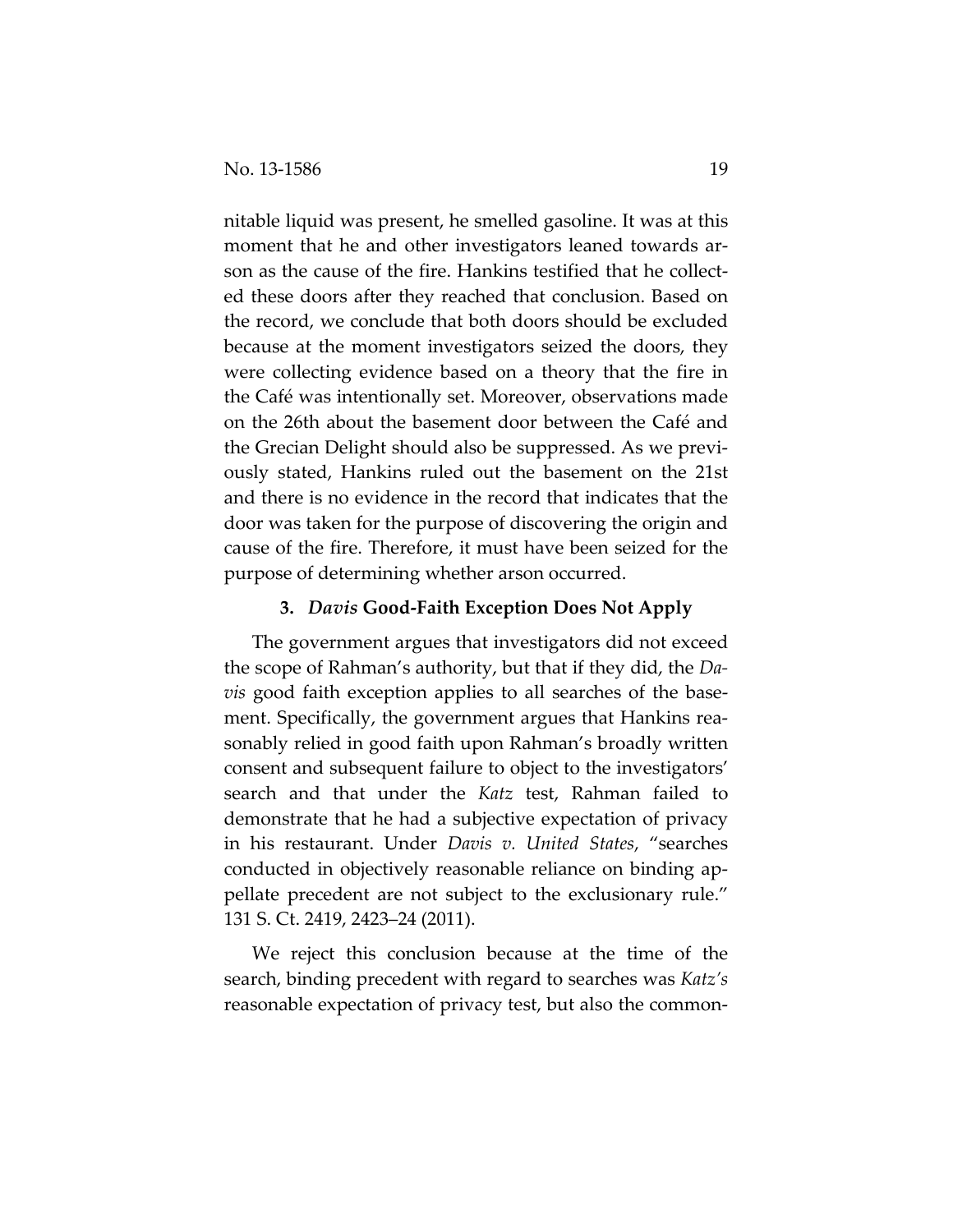nitable liquid was present, he smelled gasoline. It was at this moment that he and other investigators leaned towards arson as the cause of the fire. Hankins testified that he collected these doors after they reached that conclusion. Based on the record, we conclude that both doors should be excluded because at the moment investigators seized the doors, they were collecting evidence based on a theory that the fire in the Café was intentionally set. Moreover, observations made on the 26th about the basement door between the Café and the Grecian Delight should also be suppressed. As we previously stated, Hankins ruled out the basement on the 21st and there is no evidence in the record that indicates that the door was taken for the purpose of discovering the origin and cause of the fire. Therefore, it must have been seized for the purpose of determining whether arson occurred.

### 3. *Davis* Good-Faith Exception Does Not Apply

The government argues that investigators did not exceed the scope of Rahman's authority, but that if they did, the *Davis* good faith exception applies to all searches of the basement. Specifically, the government argues that Hankins reasonably relied in good faith upon Rahman's broadly written consent and subsequent failure to object to the investigators' search and that under the *Katz* test, Rahman failed to demonstrate that he had a subjective expectation of privacy in his restaurant. Under *Davis v. United States*, "searches conducted in objectively reasonable reliance on binding appellate precedent are not subject to the exclusionary rule." 131 S. Ct. 2419, 2423–24 (2011).

We reject this conclusion because at the time of the search, binding precedent with regard to searches was *Katz's* reasonable expectation of privacy test, but also the common-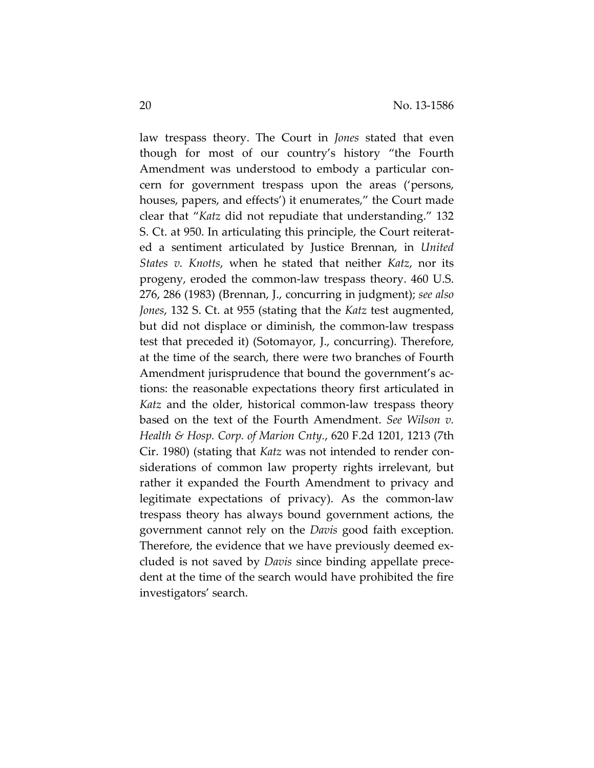law trespass theory. The Court in *Jones* stated that even though for most of our country's history "the Fourth Amendment was understood to embody a particular concern for government trespass upon the areas ('persons, houses, papers, and effects') it enumerates," the Court made clear that "*Katz* did not repudiate that understanding." 132 S. Ct. at 950. In articulating this principle, the Court reiterated a sentiment articulated by Justice Brennan, in *United States v. Knotts*, when he stated that neither *Katz*, nor its progeny, eroded the common-law trespass theory. 460 U.S. 276, 286 (1983) (Brennan, J., concurring in judgment); *see also Jones*, 132 S. Ct. at 955 (stating that the *Katz* test augmented, but did not displace or diminish, the common-law trespass test that preceded it) (Sotomayor, J., concurring). Therefore, at the time of the search, there were two branches of Fourth Amendment jurisprudence that bound the government's actions: the reasonable expectations theory first articulated in *Katz* and the older, historical common-law trespass theory based on the text of the Fourth Amendment. *See Wilson v. Health & Hosp. Corp. of Marion Cnty.*, 620 F.2d 1201, 1213 (7th Cir. 1980) (stating that *Katz* was not intended to render considerations of common law property rights irrelevant, but rather it expanded the Fourth Amendment to privacy and legitimate expectations of privacy). As the common-law trespass theory has always bound government actions, the government cannot rely on the *Davis* good faith exception. Therefore, the evidence that we have previously deemed excluded is not saved by *Davis* since binding appellate precedent at the time of the search would have prohibited the fire investigators' search.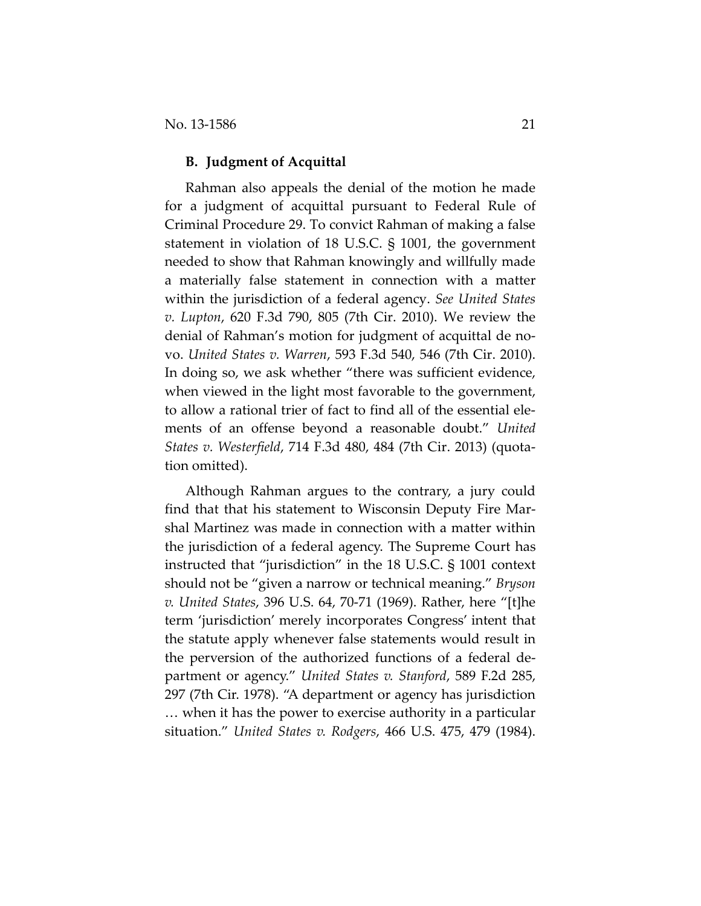### B. Judgment of Acquittal

Rahman also appeals the denial of the motion he made for a judgment of acquittal pursuant to Federal Rule of Criminal Procedure 29. To convict Rahman of making a false statement in violation of 18 U.S.C. § 1001, the government needed to show that Rahman knowingly and willfully made a materially false statement in connection with a matter within the jurisdiction of a federal agency. *See United States v. Lupton*, 620 F.3d 790, 805 (7th Cir. 2010). We review the denial of Rahman's motion for judgment of acquittal de novo. *United States v. Warren*, 593 F.3d 540, 546 (7th Cir. 2010). In doing so, we ask whether "there was sufficient evidence, when viewed in the light most favorable to the government, to allow a rational trier of fact to find all of the essential elements of an offense beyond a reasonable doubt." *United States v. Westerfield*, 714 F.3d 480, 484 (7th Cir. 2013) (quotation omitted).

Although Rahman argues to the contrary, a jury could find that that his statement to Wisconsin Deputy Fire Marshal Martinez was made in connection with a matter within the jurisdiction of a federal agency. The Supreme Court has instructed that "jurisdiction" in the 18 U.S.C. § 1001 context should not be "given a narrow or technical meaning." *Bryson v. United States*, 396 U.S. 64, 70-71 (1969). Rather, here "[t]he term 'jurisdiction' merely incorporates Congress' intent that the statute apply whenever false statements would result in the perversion of the authorized functions of a federal department or agency." *United States v. Stanford*, 589 F.2d 285, 297 (7th Cir. 1978). "A department or agency has jurisdiction … when it has the power to exercise authority in a particular situation." *United States v. Rodgers*, 466 U.S. 475, 479 (1984).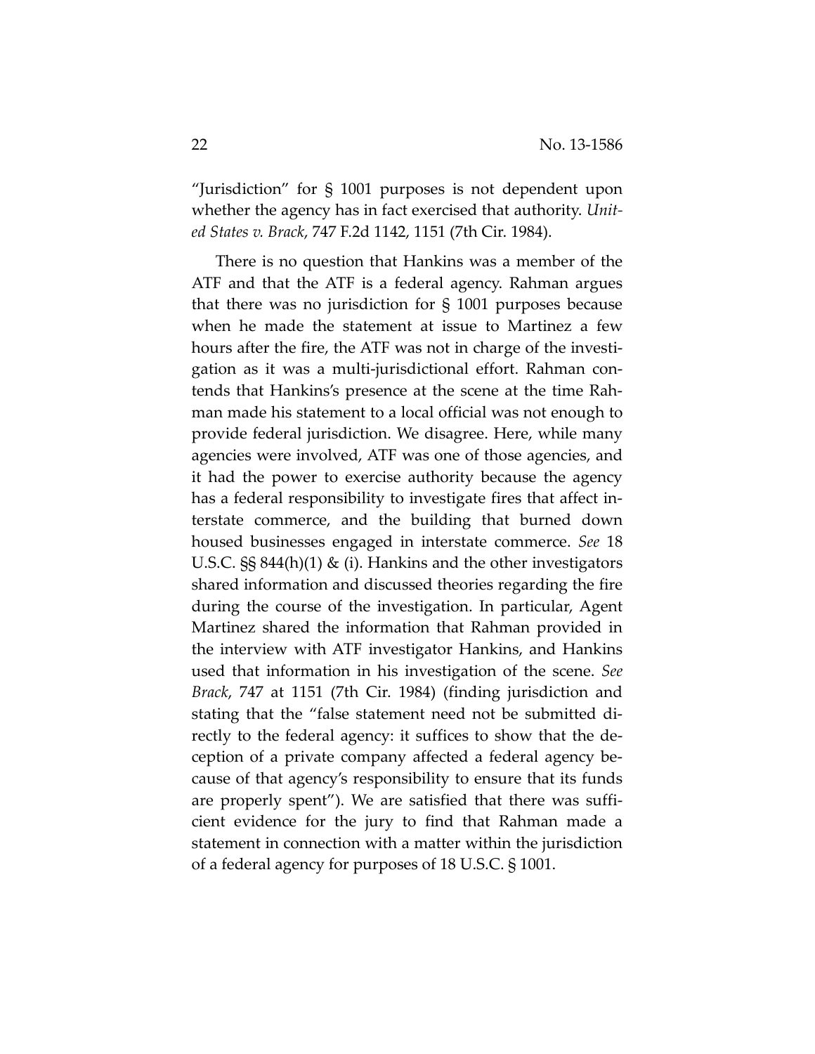"Jurisdiction" for § 1001 purposes is not dependent upon whether the agency has in fact exercised that authority. *United States v. Brack*, 747 F.2d 1142, 1151 (7th Cir. 1984).

There is no question that Hankins was a member of the ATF and that the ATF is a federal agency. Rahman argues that there was no jurisdiction for § 1001 purposes because when he made the statement at issue to Martinez a few hours after the fire, the ATF was not in charge of the investigation as it was a multi-jurisdictional effort. Rahman contends that Hankins's presence at the scene at the time Rahman made his statement to a local official was not enough to provide federal jurisdiction. We disagree. Here, while many agencies were involved, ATF was one of those agencies, and it had the power to exercise authority because the agency has a federal responsibility to investigate fires that affect interstate commerce, and the building that burned down housed businesses engaged in interstate commerce. *See* 18 U.S.C. §§ 844(h)(1) & (i). Hankins and the other investigators shared information and discussed theories regarding the fire during the course of the investigation. In particular, Agent Martinez shared the information that Rahman provided in the interview with ATF investigator Hankins, and Hankins used that information in his investigation of the scene. *See Brack*, 747 at 1151 (7th Cir. 1984) (finding jurisdiction and stating that the "false statement need not be submitted directly to the federal agency: it suffices to show that the deception of a private company affected a federal agency because of that agency's responsibility to ensure that its funds are properly spent"). We are satisfied that there was sufficient evidence for the jury to find that Rahman made a statement in connection with a matter within the jurisdiction of a federal agency for purposes of 18 U.S.C. § 1001.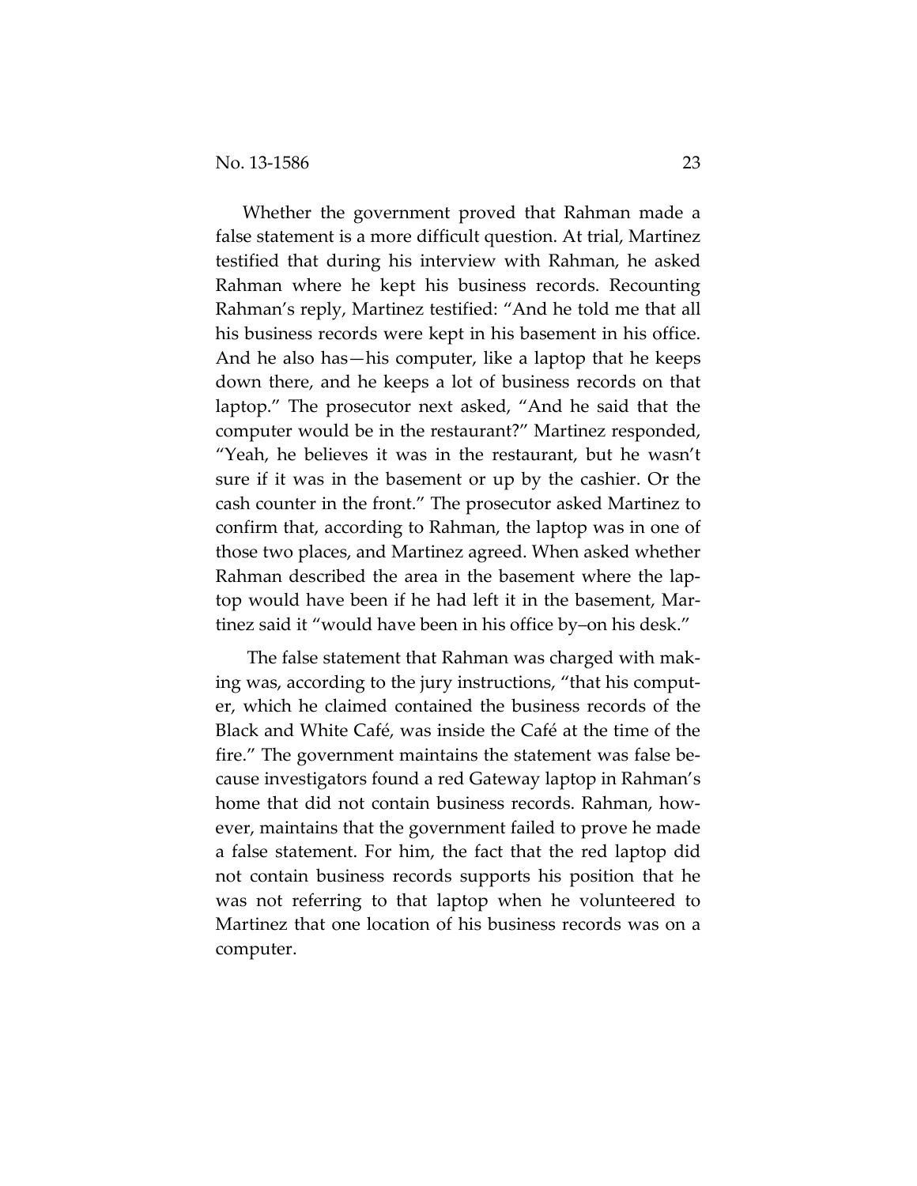Whether the government proved that Rahman made a false statement is a more difficult question. At trial, Martinez testified that during his interview with Rahman, he asked Rahman where he kept his business records. Recounting Rahman's reply, Martinez testified: "And he told me that all his business records were kept in his basement in his office. And he also has—his computer, like a laptop that he keeps down there, and he keeps a lot of business records on that laptop." The prosecutor next asked, "And he said that the computer would be in the restaurant?" Martinez responded, "Yeah, he believes it was in the restaurant, but he wasn't sure if it was in the basement or up by the cashier. Or the cash counter in the front." The prosecutor asked Martinez to confirm that, according to Rahman, the laptop was in one of those two places, and Martinez agreed. When asked whether Rahman described the area in the basement where the laptop would have been if he had left it in the basement, Martinez said it "would have been in his office by–on his desk."

The false statement that Rahman was charged with making was, according to the jury instructions, "that his computer, which he claimed contained the business records of the Black and White Café, was inside the Café at the time of the fire." The government maintains the statement was false because investigators found a red Gateway laptop in Rahman's home that did not contain business records. Rahman, however, maintains that the government failed to prove he made a false statement. For him, the fact that the red laptop did not contain business records supports his position that he was not referring to that laptop when he volunteered to Martinez that one location of his business records was on a computer.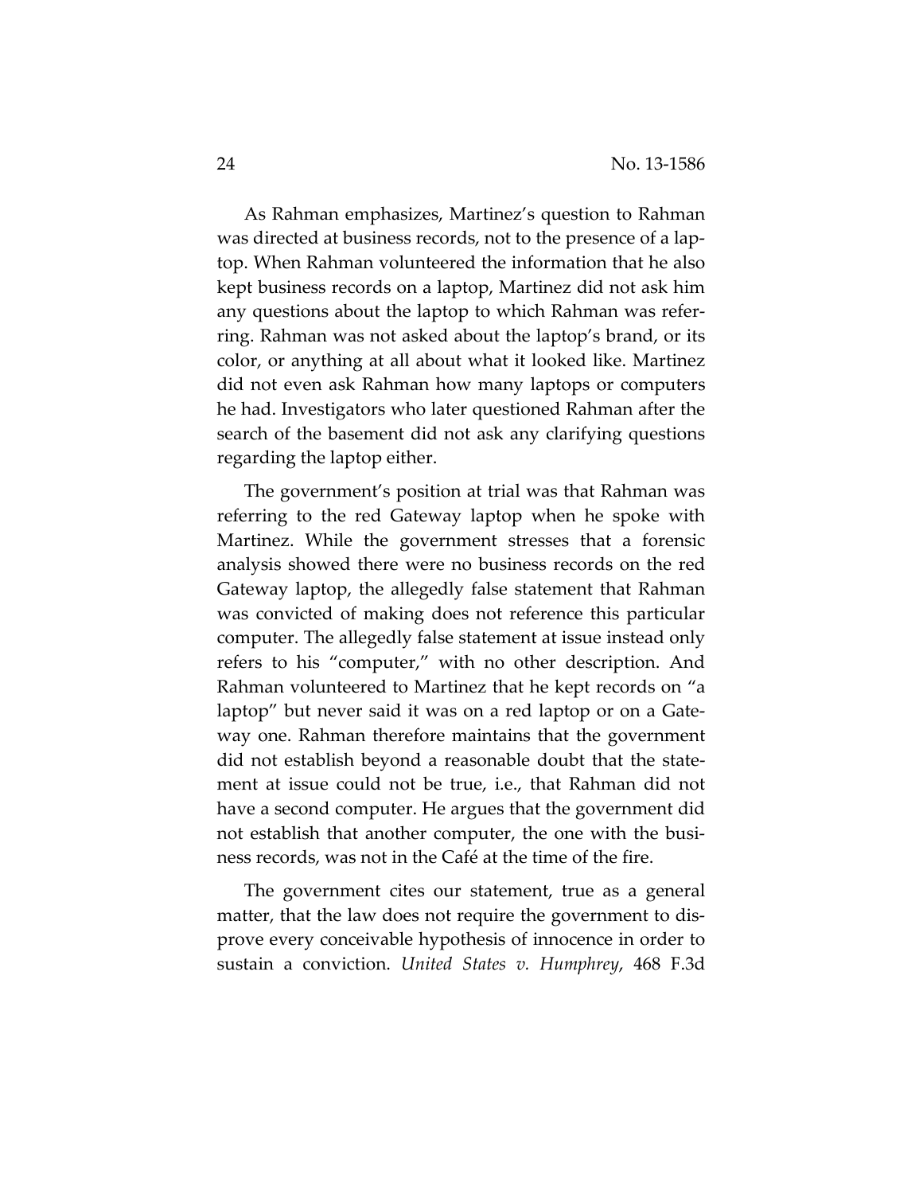As Rahman emphasizes, Martinez's question to Rahman was directed at business records, not to the presence of a laptop. When Rahman volunteered the information that he also kept business records on a laptop, Martinez did not ask him any questions about the laptop to which Rahman was referring. Rahman was not asked about the laptop's brand, or its color, or anything at all about what it looked like. Martinez did not even ask Rahman how many laptops or computers he had. Investigators who later questioned Rahman after the search of the basement did not ask any clarifying questions regarding the laptop either.

The government's position at trial was that Rahman was referring to the red Gateway laptop when he spoke with Martinez. While the government stresses that a forensic analysis showed there were no business records on the red Gateway laptop, the allegedly false statement that Rahman was convicted of making does not reference this particular computer. The allegedly false statement at issue instead only refers to his "computer," with no other description. And Rahman volunteered to Martinez that he kept records on "a laptop" but never said it was on a red laptop or on a Gateway one. Rahman therefore maintains that the government did not establish beyond a reasonable doubt that the statement at issue could not be true, i.e., that Rahman did not have a second computer. He argues that the government did not establish that another computer, the one with the business records, was not in the Café at the time of the fire.

The government cites our statement, true as a general matter, that the law does not require the government to disprove every conceivable hypothesis of innocence in order to sustain a conviction. *United States v. Humphrey*, 468 F.3d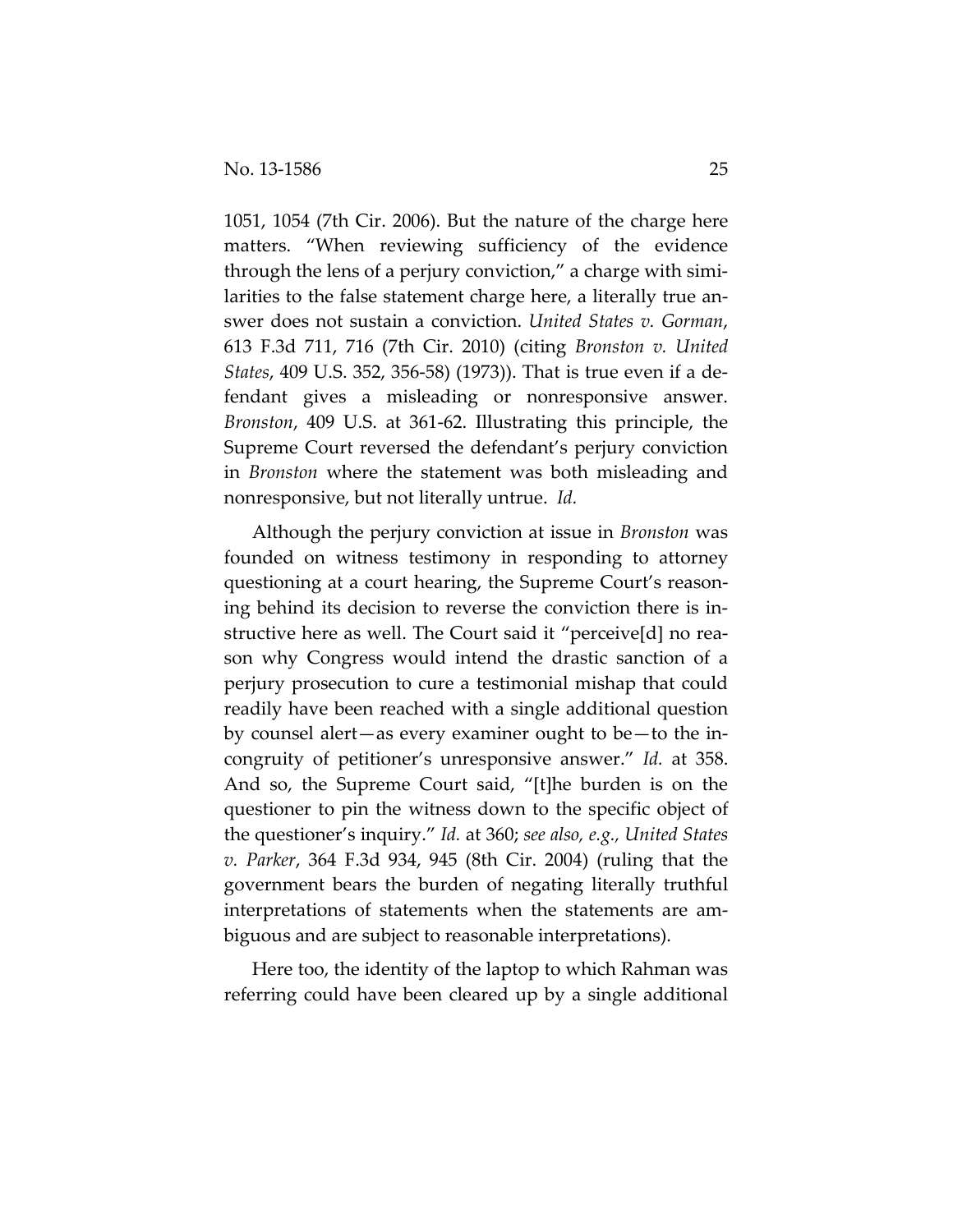1051, 1054 (7th Cir. 2006). But the nature of the charge here matters. "When reviewing sufficiency of the evidence through the lens of a perjury conviction," a charge with similarities to the false statement charge here, a literally true answer does not sustain a conviction. *United States v. Gorman*, 613 F.3d 711, 716 (7th Cir. 2010) (citing *Bronston v. United States*, 409 U.S. 352, 356-58) (1973)). That is true even if a defendant gives a misleading or nonresponsive answer. *Bronston*, 409 U.S. at 361-62. Illustrating this principle, the Supreme Court reversed the defendant's perjury conviction in *Bronston* where the statement was both misleading and nonresponsive, but not literally untrue. *Id.*

Although the perjury conviction at issue in *Bronston* was founded on witness testimony in responding to attorney questioning at a court hearing, the Supreme Court's reasoning behind its decision to reverse the conviction there is instructive here as well. The Court said it "perceive[d] no reason why Congress would intend the drastic sanction of a perjury prosecution to cure a testimonial mishap that could readily have been reached with a single additional question by counsel alert—as every examiner ought to be—to the incongruity of petitioner's unresponsive answer." *Id.* at 358. And so, the Supreme Court said, "[t]he burden is on the questioner to pin the witness down to the specific object of the questioner's inquiry." *Id.* at 360; *see also, e.g.*, *United States v. Parker*, 364 F.3d 934, 945 (8th Cir. 2004) (ruling that the government bears the burden of negating literally truthful interpretations of statements when the statements are ambiguous and are subject to reasonable interpretations).

Here too, the identity of the laptop to which Rahman was referring could have been cleared up by a single additional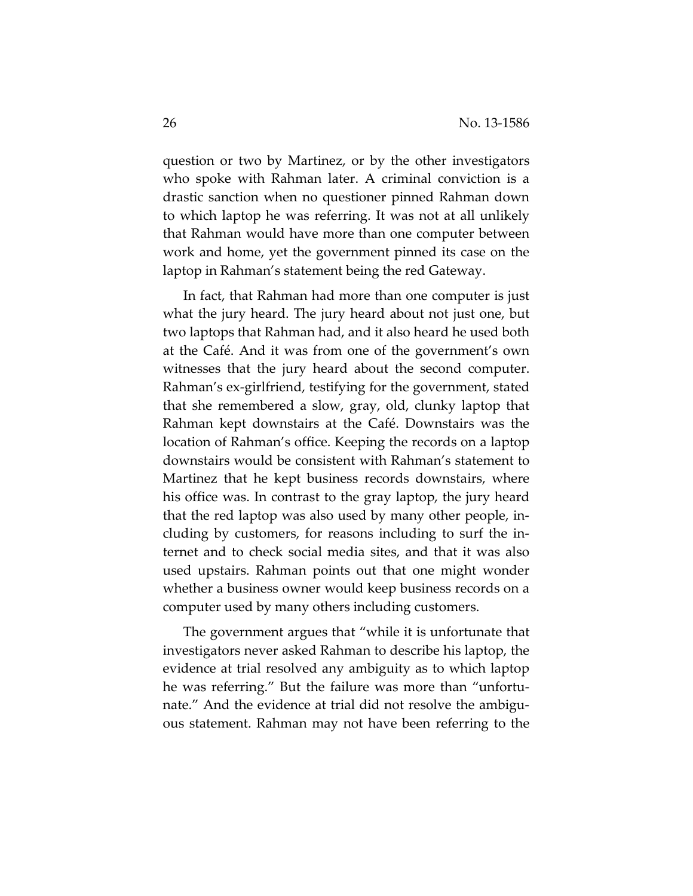question or two by Martinez, or by the other investigators who spoke with Rahman later. A criminal conviction is a drastic sanction when no questioner pinned Rahman down to which laptop he was referring. It was not at all unlikely that Rahman would have more than one computer between work and home, yet the government pinned its case on the laptop in Rahman's statement being the red Gateway.

In fact, that Rahman had more than one computer is just what the jury heard. The jury heard about not just one, but two laptops that Rahman had, and it also heard he used both at the Café. And it was from one of the government's own witnesses that the jury heard about the second computer. Rahman's ex-girlfriend, testifying for the government, stated that she remembered a slow, gray, old, clunky laptop that Rahman kept downstairs at the Café. Downstairs was the location of Rahman's office. Keeping the records on a laptop downstairs would be consistent with Rahman's statement to Martinez that he kept business records downstairs, where his office was. In contrast to the gray laptop, the jury heard that the red laptop was also used by many other people, including by customers, for reasons including to surf the internet and to check social media sites, and that it was also used upstairs. Rahman points out that one might wonder whether a business owner would keep business records on a computer used by many others including customers.

The government argues that "while it is unfortunate that investigators never asked Rahman to describe his laptop, the evidence at trial resolved any ambiguity as to which laptop he was referring." But the failure was more than "unfortunate." And the evidence at trial did not resolve the ambiguous statement. Rahman may not have been referring to the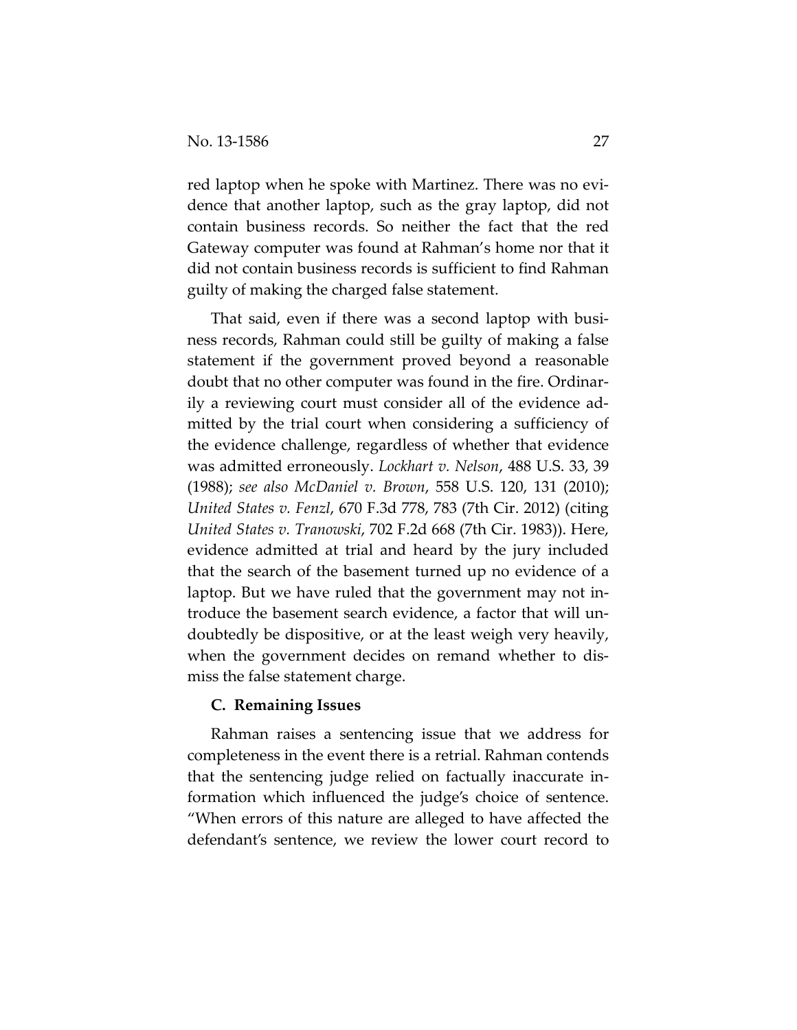red laptop when he spoke with Martinez. There was no evidence that another laptop, such as the gray laptop, did not contain business records. So neither the fact that the red Gateway computer was found at Rahman's home nor that it did not contain business records is sufficient to find Rahman guilty of making the charged false statement.

That said, even if there was a second laptop with business records, Rahman could still be guilty of making a false statement if the government proved beyond a reasonable doubt that no other computer was found in the fire. Ordinarily a reviewing court must consider all of the evidence admitted by the trial court when considering a sufficiency of the evidence challenge, regardless of whether that evidence was admitted erroneously. *Lockhart v. Nelson*, 488 U.S. 33, 39 (1988); *see also McDaniel v. Brown*, 558 U.S. 120, 131 (2010); *United States v. Fenzl*, 670 F.3d 778, 783 (7th Cir. 2012) (citing *United States v. Tranowski*, 702 F.2d 668 (7th Cir. 1983)). Here, evidence admitted at trial and heard by the jury included that the search of the basement turned up no evidence of a laptop. But we have ruled that the government may not introduce the basement search evidence, a factor that will undoubtedly be dispositive, or at the least weigh very heavily, when the government decides on remand whether to dismiss the false statement charge.

### C. Remaining Issues

Rahman raises a sentencing issue that we address for completeness in the event there is a retrial. Rahman contends that the sentencing judge relied on factually inaccurate information which influenced the judge's choice of sentence. "When errors of this nature are alleged to have affected the defendant's sentence, we review the lower court record to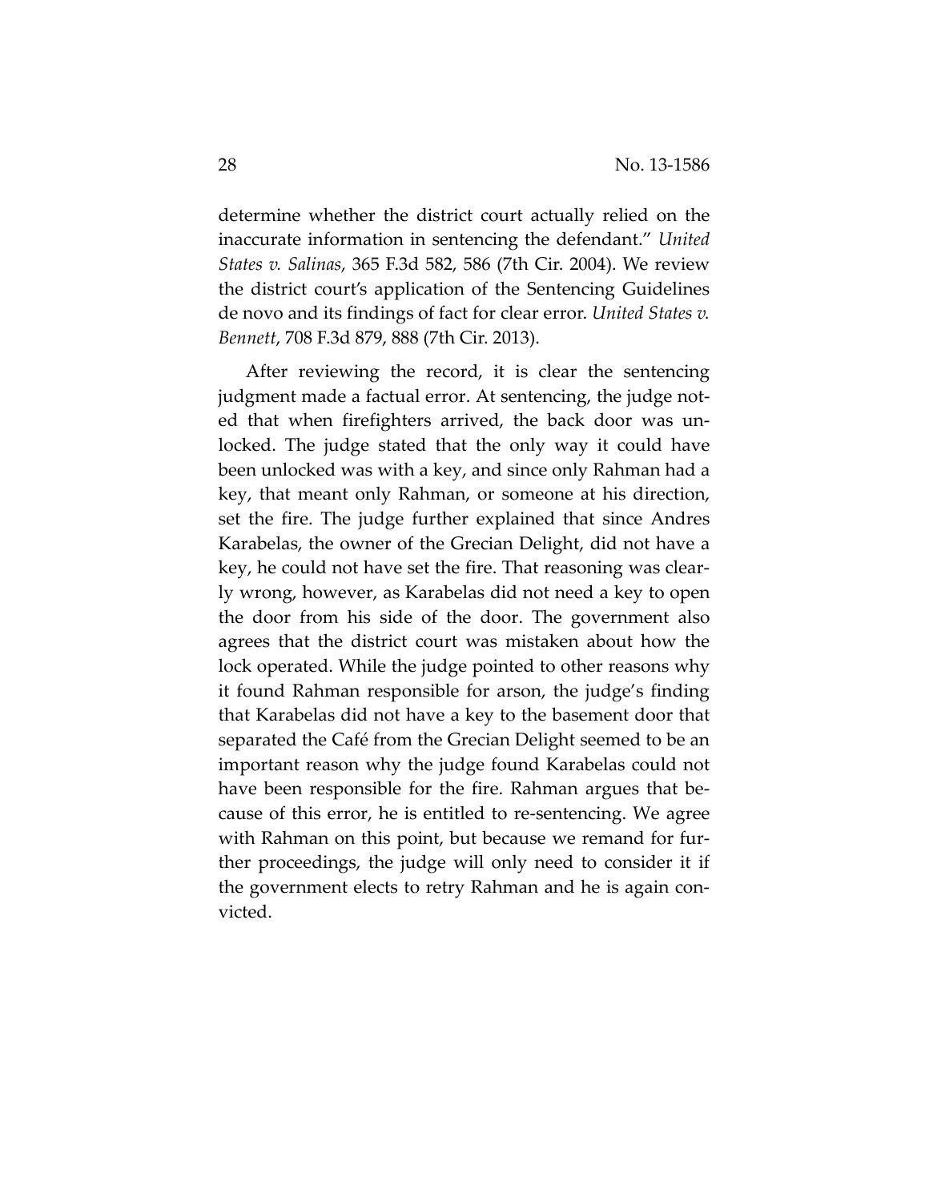determine whether the district court actually relied on the inaccurate information in sentencing the defendant." *United States v. Salinas*, 365 F.3d 582, 586 (7th Cir. 2004). We review the district court's application of the Sentencing Guidelines de novo and its findings of fact for clear error. *United States v. Bennett*, 708 F.3d 879, 888 (7th Cir. 2013).

After reviewing the record, it is clear the sentencing judgment made a factual error. At sentencing, the judge noted that when firefighters arrived, the back door was unlocked. The judge stated that the only way it could have been unlocked was with a key, and since only Rahman had a key, that meant only Rahman, or someone at his direction, set the fire. The judge further explained that since Andres Karabelas, the owner of the Grecian Delight, did not have a key, he could not have set the fire. That reasoning was clearly wrong, however, as Karabelas did not need a key to open the door from his side of the door. The government also agrees that the district court was mistaken about how the lock operated. While the judge pointed to other reasons why it found Rahman responsible for arson, the judge's finding that Karabelas did not have a key to the basement door that separated the Café from the Grecian Delight seemed to be an important reason why the judge found Karabelas could not have been responsible for the fire. Rahman argues that because of this error, he is entitled to re-sentencing. We agree with Rahman on this point, but because we remand for further proceedings, the judge will only need to consider it if the government elects to retry Rahman and he is again convicted.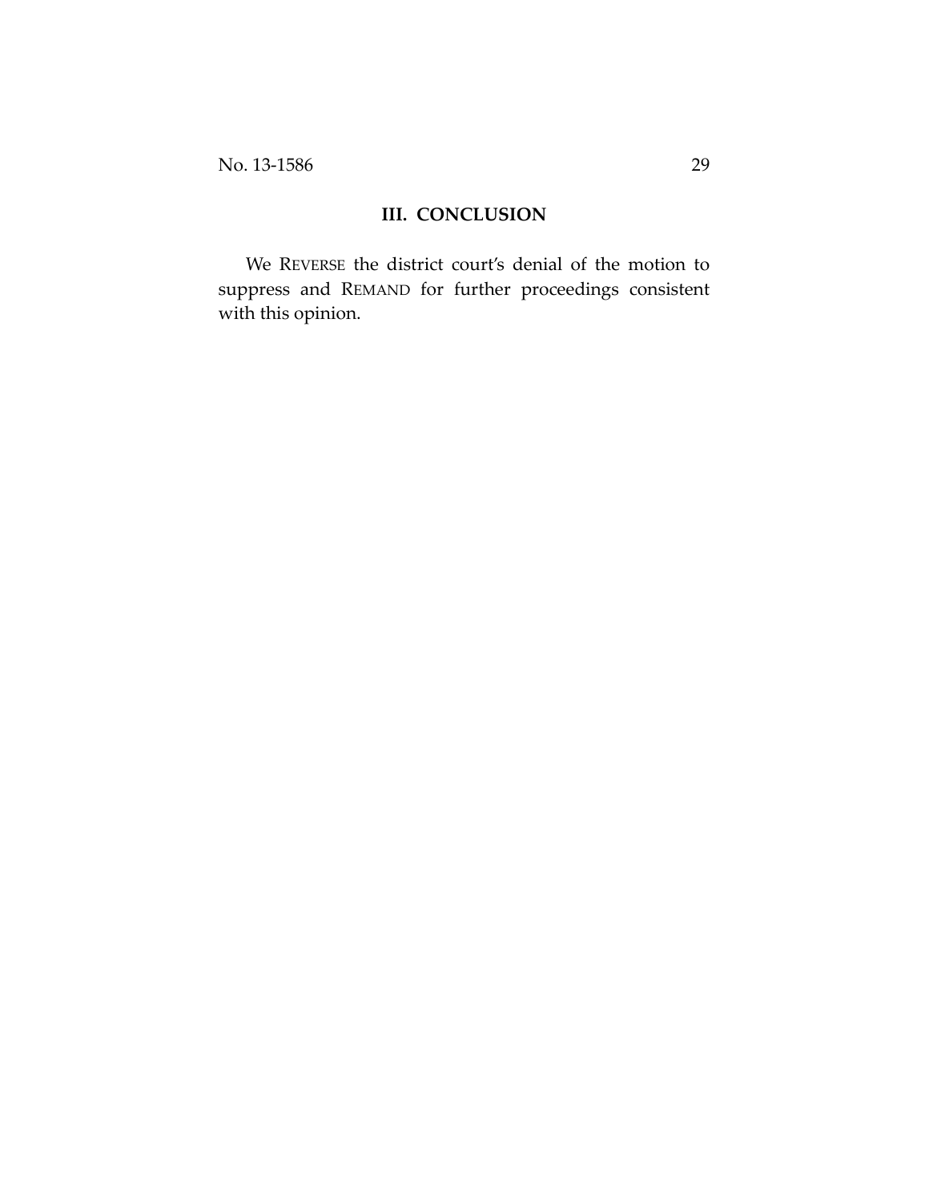## III. CONCLUSION

We REVERSE the district court's denial of the motion to suppress and REMAND for further proceedings consistent with this opinion.